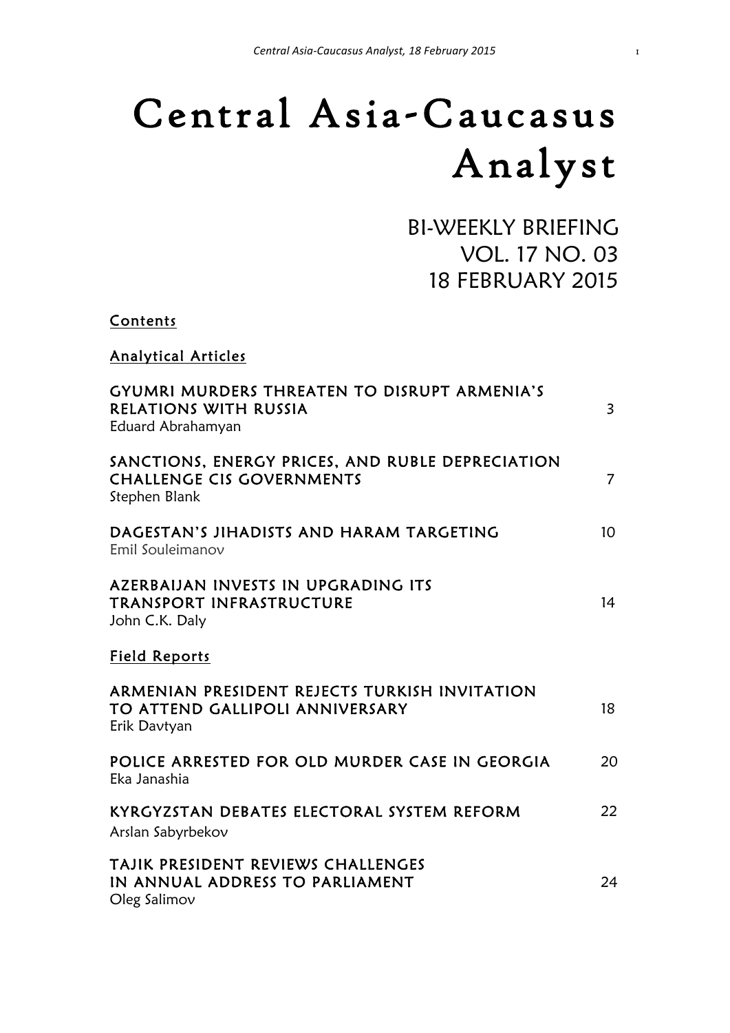# Central Asia-Caucasus Analyst

BI-WEEKLY BRIEFING
VOL. 17 NO. 03
18 FEBRUARY 2015

## Contents

### Analytical Articles

| | |
|---|---|
| GYUMRI MURDERS THREATEN TO DISRUPT ARMENIA'S RELATIONS WITH RUSSIA<br>Eduard Abrahamyan | 3 |
| SANCTIONS, ENERGY PRICES, AND RUBLE DEPRECIATION CHALLENGE CIS GOVERNMENTS<br>Stephen Blank | 7 |
| DAGESTAN'S JIHADISTS AND HARAM TARGETING<br>Emil Souleimanov | 10 |
| AZERBAIJAN INVESTS IN UPGRADING ITS TRANSPORT INFRASTRUCTURE<br>John C.K. Daly | 14 |

### Field Reports

| | |
|---|---|
| ARMENIAN PRESIDENT REJECTS TURKISH INVITATION TO ATTEND GALLIPOLI ANNIVERSARY<br>Erik Davtyan | 18 |
| POLICE ARRESTED FOR OLD MURDER CASE IN GEORGIA<br>Eka Janashia | 20 |
| KYRGYZSTAN DEBATES ELECTORAL SYSTEM REFORM<br>Arslan Sabyrbekov | 22 |
| TAJIK PRESIDENT REVIEWS CHALLENGES IN ANNUAL ADDRESS TO PARLIAMENT<br>Oleg Salimov | 24 |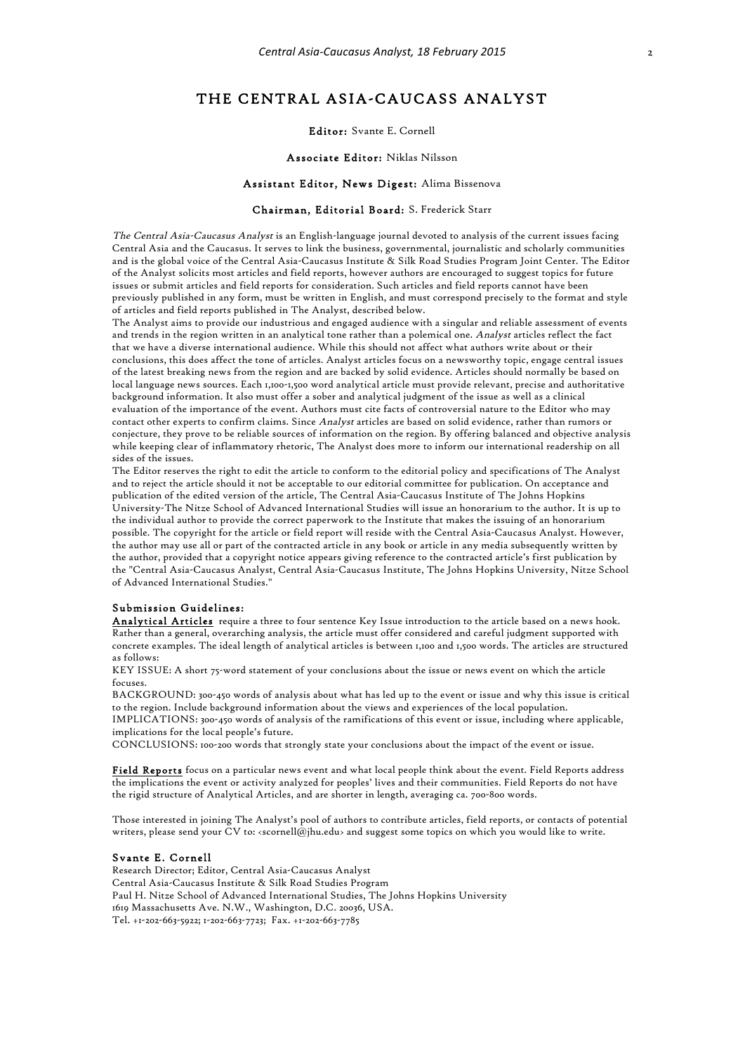# THE CENTRAL ASIA-CAUCASS ANALYST

**Editor:** Svante E. Cornell

**Associate Editor:** Niklas Nilsson

**Assistant Editor, News Digest:** Alima Bissenova

**Chairman, Editorial Board:** S. Frederick Starr

*The Central Asia-Caucasus Analyst* is an English-language journal devoted to analysis of the current issues facing Central Asia and the Caucasus. It serves to link the business, governmental, journalistic and scholarly communities and is the global voice of the Central Asia-Caucasus Institute & Silk Road Studies Program Joint Center. The Editor of the Analyst solicits most articles and field reports, however authors are encouraged to suggest topics for future issues or submit articles and field reports for consideration. Such articles and field reports cannot have been previously published in any form, must be written in English, and must correspond precisely to the format and style of articles and field reports published in The Analyst, described below.

The Analyst aims to provide our industrious and engaged audience with a singular and reliable assessment of events and trends in the region written in an analytical tone rather than a polemical one. *Analyst* articles reflect the fact that we have a diverse international audience. While this should not affect what authors write about or their conclusions, this does affect the tone of articles. Analyst articles focus on a newsworthy topic, engage central issues of the latest breaking news from the region and are backed by solid evidence. Articles should normally be based on local language news sources. Each 1,100-1,500 word analytical article must provide relevant, precise and authoritative background information. It also must offer a sober and analytical judgment of the issue as well as a clinical evaluation of the importance of the event. Authors must cite facts of controversial nature to the Editor who may contact other experts to confirm claims. Since *Analyst* articles are based on solid evidence, rather than rumors or conjecture, they prove to be reliable sources of information on the region. By offering balanced and objective analysis while keeping clear of inflammatory rhetoric, The Analyst does more to inform our international readership on all sides of the issues.

The Editor reserves the right to edit the article to conform to the editorial policy and specifications of The Analyst and to reject the article should it not be acceptable to our editorial committee for publication. On acceptance and publication of the edited version of the article, The Central Asia-Caucasus Institute of The Johns Hopkins University-The Nitze School of Advanced International Studies will issue an honorarium to the author. It is up to the individual author to provide the correct paperwork to the Institute that makes the issuing of an honorarium possible. The copyright for the article or field report will reside with the Central Asia-Caucasus Analyst. However, the author may use all or part of the contracted article in any book or article in any media subsequently written by the author, provided that a copyright notice appears giving reference to the contracted article's first publication by the "Central Asia-Caucasus Analyst, Central Asia-Caucasus Institute, The Johns Hopkins University, Nitze School of Advanced International Studies."

**Submission Guidelines:**

**Analytical Articles** require a three to four sentence Key Issue introduction to the article based on a news hook. Rather than a general, overarching analysis, the article must offer considered and careful judgment supported with concrete examples. The ideal length of analytical articles is between 1,100 and 1,500 words. The articles are structured as follows:

KEY ISSUE: A short 75-word statement of your conclusions about the issue or news event on which the article focuses.

BACKGROUND: 300-450 words of analysis about what has led up to the event or issue and why this issue is critical to the region. Include background information about the views and experiences of the local population.

IMPLICATIONS: 300-450 words of analysis of the ramifications of this event or issue, including where applicable, implications for the local people's future.

CONCLUSIONS: 100-200 words that strongly state your conclusions about the impact of the event or issue.

**Field Reports** focus on a particular news event and what local people think about the event. Field Reports address the implications the event or activity analyzed for peoples' lives and their communities. Field Reports do not have the rigid structure of Analytical Articles, and are shorter in length, averaging ca. 700-800 words.

Those interested in joining The Analyst's pool of authors to contribute articles, field reports, or contacts of potential writers, please send your CV to: <scornell@jhu.edu> and suggest some topics on which you would like to write.

**Svante E. Cornell**

Research Director; Editor, Central Asia-Caucasus Analyst
Central Asia-Caucasus Institute & Silk Road Studies Program
Paul H. Nitze School of Advanced International Studies, The Johns Hopkins University
1619 Massachusetts Ave. N.W., Washington, D.C. 20036, USA.
Tel. +1-202-663-5922; 1-202-663-7723; Fax. +1-202-663-7785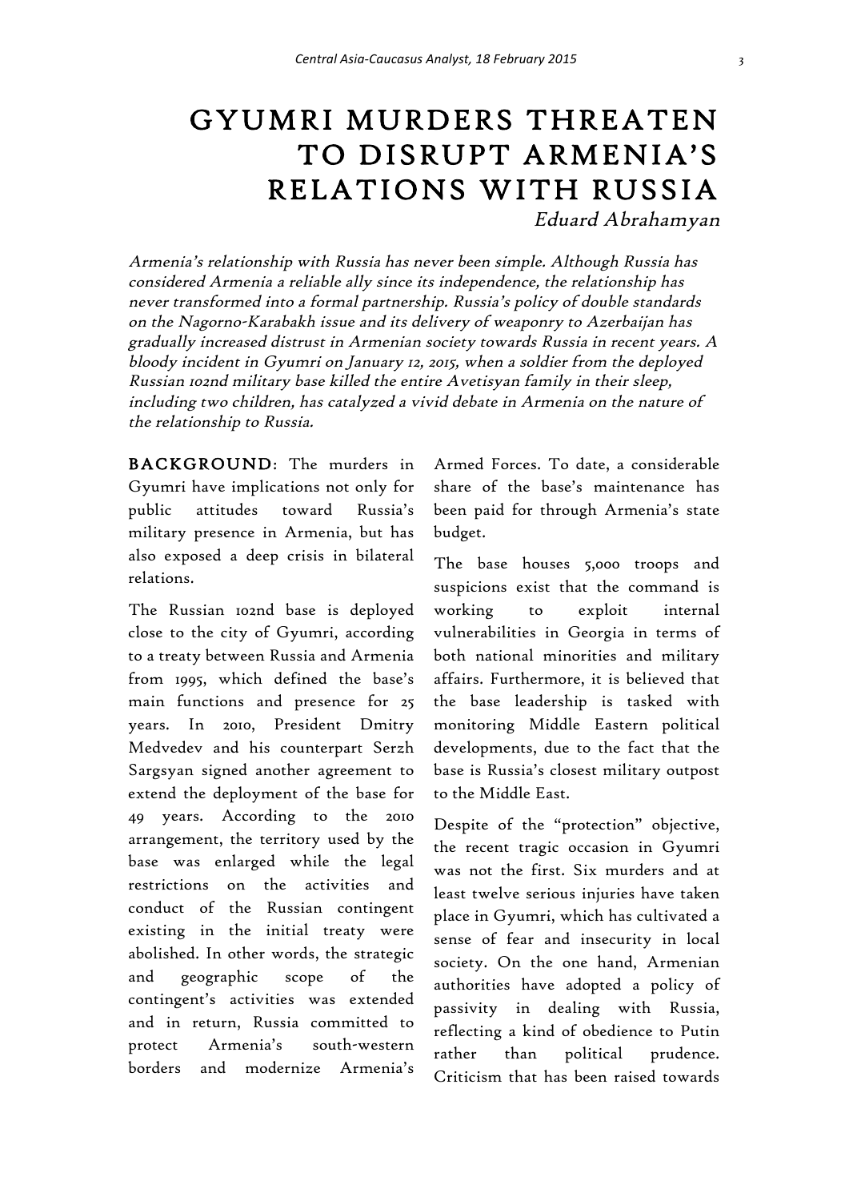# GYUMRI MURDERS THREATEN TO DISRUPT ARMENIA'S RELATIONS WITH RUSSIA

*Eduard Abrahamyan*

*Armenia's relationship with Russia has never been simple. Although Russia has considered Armenia a reliable ally since its independence, the relationship has never transformed into a formal partnership. Russia's policy of double standards on the Nagorno-Karabakh issue and its delivery of weaponry to Azerbaijan has gradually increased distrust in Armenian society towards Russia in recent years. A bloody incident in Gyumri on January 12, 2015, when a soldier from the deployed Russian 102nd military base killed the entire Avetisyan family in their sleep, including two children, has catalyzed a vivid debate in Armenia on the nature of the relationship to Russia.*

**BACKGROUND**: The murders in Gyumri have implications not only for public attitudes toward Russia's military presence in Armenia, but has also exposed a deep crisis in bilateral relations.

The Russian 102nd base is deployed close to the city of Gyumri, according to a treaty between Russia and Armenia from 1995, which defined the base's main functions and presence for 25 years. In 2010, President Dmitry Medvedev and his counterpart Serzh Sargsyan signed another agreement to extend the deployment of the base for 49 years. According to the 2010 arrangement, the territory used by the base was enlarged while the legal restrictions on the activities and conduct of the Russian contingent existing in the initial treaty were abolished. In other words, the strategic and geographic scope of the contingent's activities was extended and in return, Russia committed to protect Armenia's south-western borders and modernize Armenia's Armed Forces. To date, a considerable share of the base's maintenance has been paid for through Armenia's state budget.

The base houses 5,000 troops and suspicions exist that the command is working to exploit internal vulnerabilities in Georgia in terms of both national minorities and military affairs. Furthermore, it is believed that the base leadership is tasked with monitoring Middle Eastern political developments, due to the fact that the base is Russia's closest military outpost to the Middle East.

Despite of the "protection" objective, the recent tragic occasion in Gyumri was not the first. Six murders and at least twelve serious injuries have taken place in Gyumri, which has cultivated a sense of fear and insecurity in local society. On the one hand, Armenian authorities have adopted a policy of passivity in dealing with Russia, reflecting a kind of obedience to Putin rather than political prudence. Criticism that has been raised towards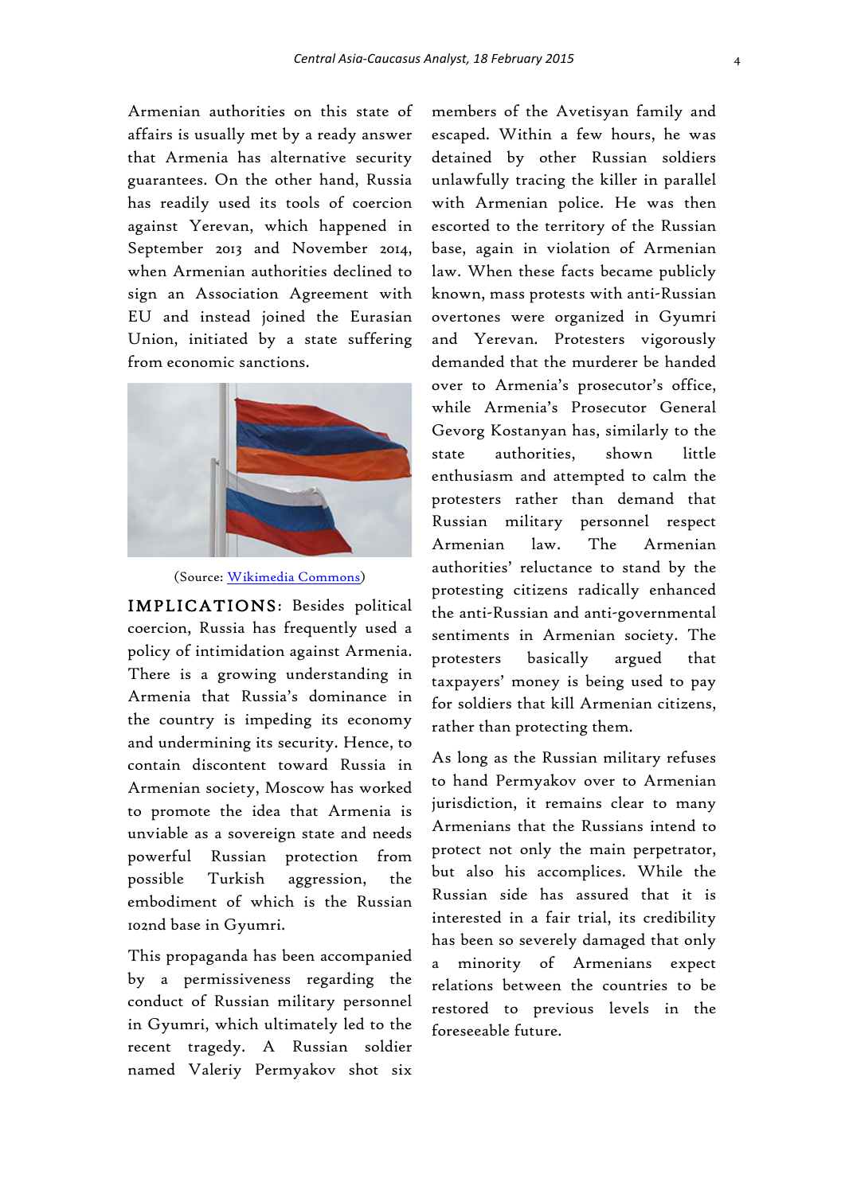Armenian authorities on this state of affairs is usually met by a ready answer that Armenia has alternative security guarantees. On the other hand, Russia has readily used its tools of coercion against Yerevan, which happened in September 2013 and November 2014, when Armenian authorities declined to sign an Association Agreement with EU and instead joined the Eurasian Union, initiated by a state suffering from economic sanctions.

(Source: [Wikimedia Commons](Wikimedia Commons))

**IMPLICATIONS:** Besides political coercion, Russia has frequently used a policy of intimidation against Armenia. There is a growing understanding in Armenia that Russia's dominance in the country is impeding its economy and undermining its security. Hence, to contain discontent toward Russia in Armenian society, Moscow has worked to promote the idea that Armenia is unviable as a sovereign state and needs powerful Russian protection from possible Turkish aggression, the embodiment of which is the Russian 102nd base in Gyumri.

This propaganda has been accompanied by a permissiveness regarding the conduct of Russian military personnel in Gyumri, which ultimately led to the recent tragedy. A Russian soldier named Valeriy Permyakov shot six members of the Avetisyan family and escaped. Within a few hours, he was detained by other Russian soldiers unlawfully tracing the killer in parallel with Armenian police. He was then escorted to the territory of the Russian base, again in violation of Armenian law. When these facts became publicly known, mass protests with anti-Russian overtones were organized in Gyumri and Yerevan. Protesters vigorously demanded that the murderer be handed over to Armenia's prosecutor's office, while Armenia's Prosecutor General Gevorg Kostanyan has, similarly to the state authorities, shown little enthusiasm and attempted to calm the protesters rather than demand that Russian military personnel respect Armenian law. The Armenian authorities' reluctance to stand by the protesting citizens radically enhanced the anti-Russian and anti-governmental sentiments in Armenian society. The protesters basically argued that taxpayers' money is being used to pay for soldiers that kill Armenian citizens, rather than protecting them.

As long as the Russian military refuses to hand Permyakov over to Armenian jurisdiction, it remains clear to many Armenians that the Russians intend to protect not only the main perpetrator, but also his accomplices. While the Russian side has assured that it is interested in a fair trial, its credibility has been so severely damaged that only a minority of Armenians expect relations between the countries to be restored to previous levels in the foreseeable future.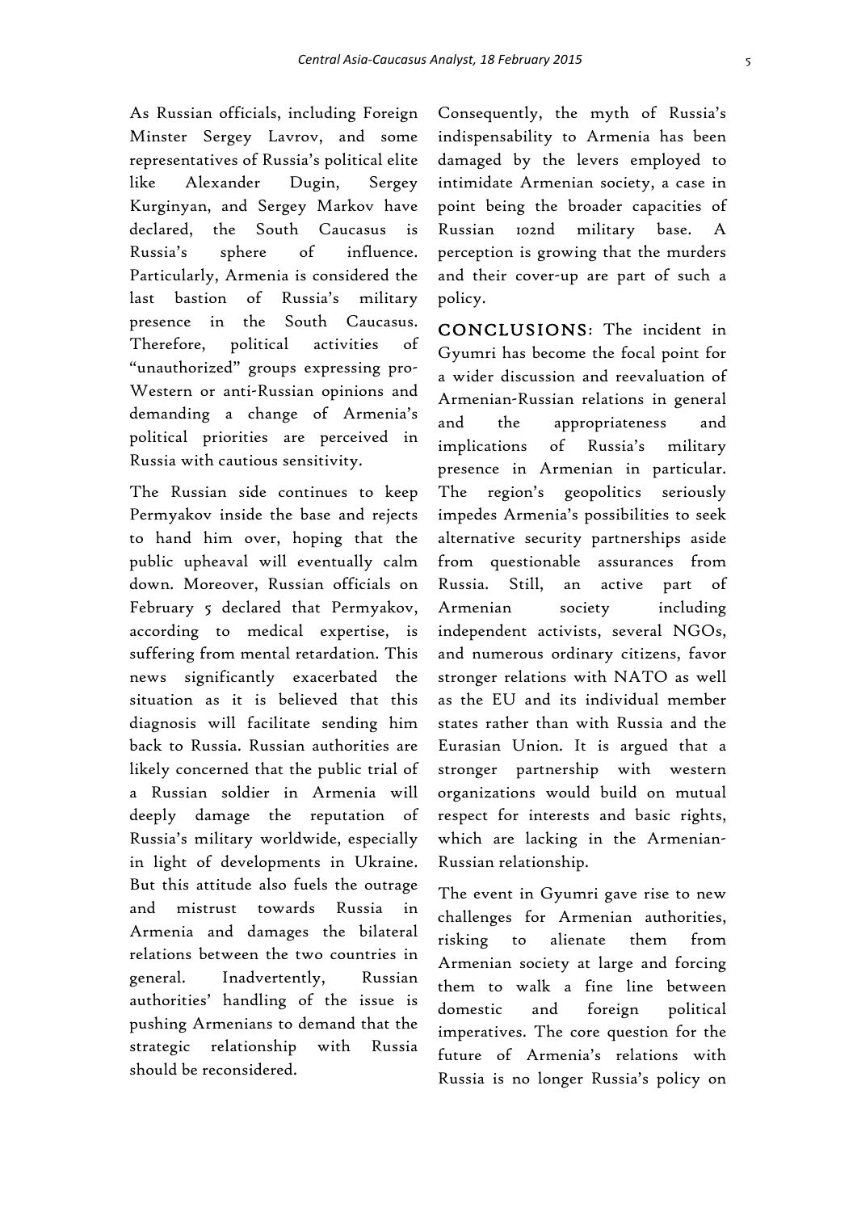As Russian officials, including Foreign Minster Sergey Lavrov, and some representatives of Russia's political elite like Alexander Dugin, Sergey Kurginyan, and Sergey Markov have declared, the South Caucasus is Russia's sphere of influence. Particularly, Armenia is considered the last bastion of Russia's military presence in the South Caucasus. Therefore, political activities of "unauthorized" groups expressing pro-Western or anti-Russian opinions and demanding a change of Armenia's political priorities are perceived in Russia with cautious sensitivity.

The Russian side continues to keep Permyakov inside the base and rejects to hand him over, hoping that the public upheaval will eventually calm down. Moreover, Russian officials on February 5 declared that Permyakov, according to medical expertise, is suffering from mental retardation. This news significantly exacerbated the situation as it is believed that this diagnosis will facilitate sending him back to Russia. Russian authorities are likely concerned that the public trial of a Russian soldier in Armenia will deeply damage the reputation of Russia's military worldwide, especially in light of developments in Ukraine. But this attitude also fuels the outrage and mistrust towards Russia in Armenia and damages the bilateral relations between the two countries in general. Inadvertently, Russian authorities' handling of the issue is pushing Armenians to demand that the strategic relationship with Russia should be reconsidered.

Consequently, the myth of Russia's indispensability to Armenia has been damaged by the levers employed to intimidate Armenian society, a case in point being the broader capacities of Russian 102nd military base. A perception is growing that the murders and their cover-up are part of such a policy.

**CONCLUSIONS**: The incident in Gyumri has become the focal point for a wider discussion and reevaluation of Armenian-Russian relations in general and the appropriateness and implications of Russia's military presence in Armenian in particular. The region's geopolitics seriously impedes Armenia's possibilities to seek alternative security partnerships aside from questionable assurances from Russia. Still, an active part of Armenian society including independent activists, several NGOs, and numerous ordinary citizens, favor stronger relations with NATO as well as the EU and its individual member states rather than with Russia and the Eurasian Union. It is argued that a stronger partnership with western organizations would build on mutual respect for interests and basic rights, which are lacking in the Armenian-Russian relationship.

The event in Gyumri gave rise to new challenges for Armenian authorities, risking to alienate them from Armenian society at large and forcing them to walk a fine line between domestic and foreign political imperatives. The core question for the future of Armenia's relations with Russia is no longer Russia's policy on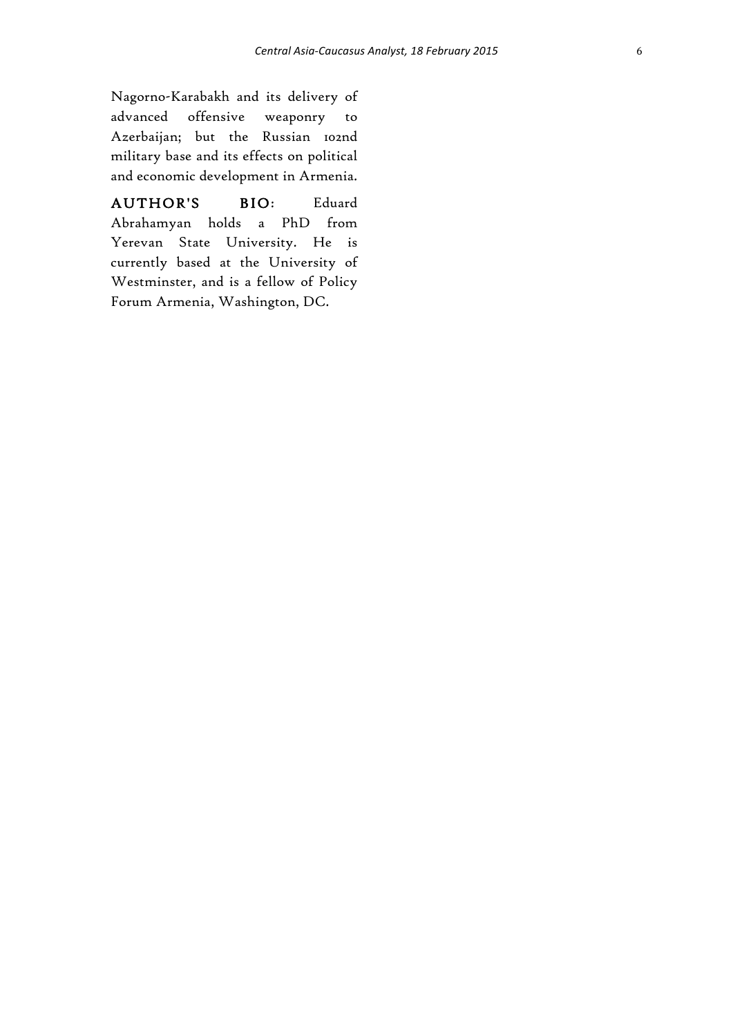Nagorno-Karabakh and its delivery of advanced offensive weaponry to Azerbaijan; but the Russian 102nd military base and its effects on political and economic development in Armenia.

**AUTHOR'S BIO**: Eduard Abrahamyan holds a PhD from Yerevan State University. He is currently based at the University of Westminster, and is a fellow of Policy Forum Armenia, Washington, DC.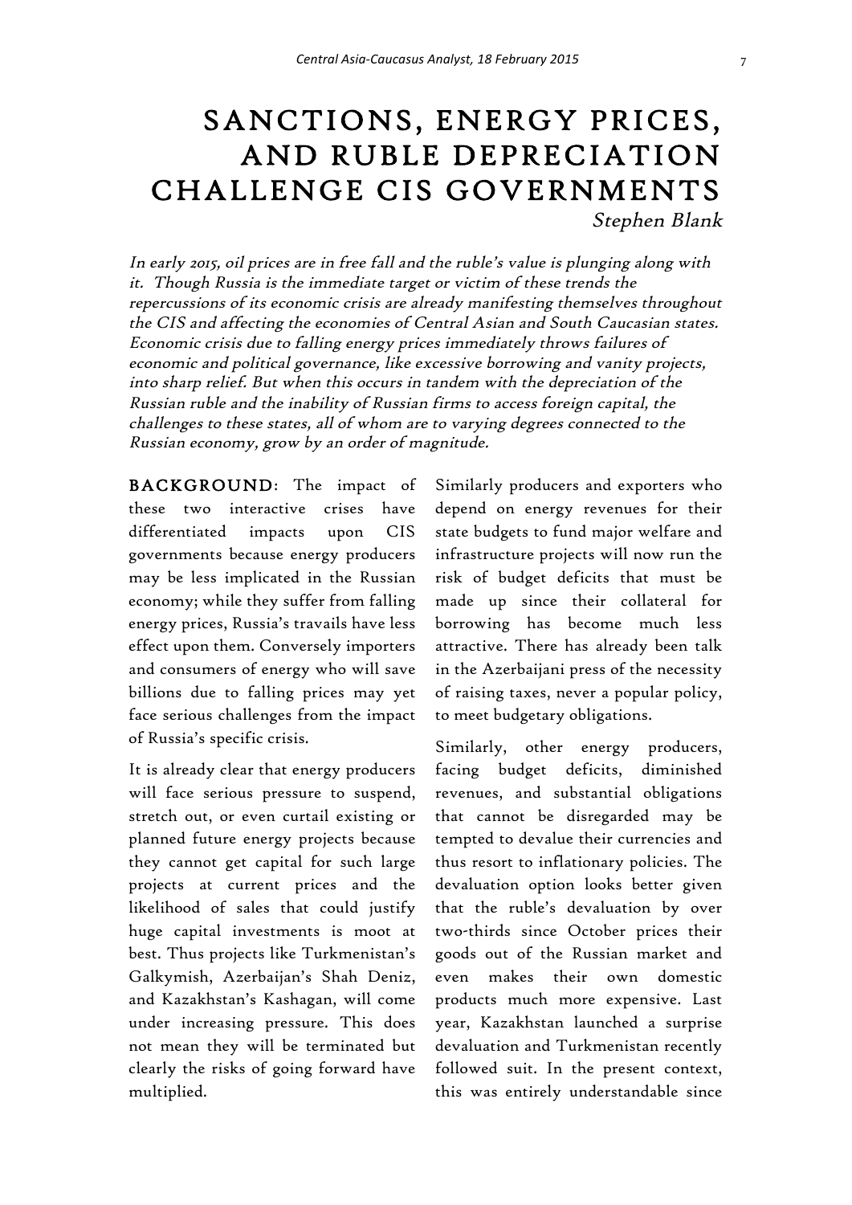# SANCTIONS, ENERGY PRICES, AND RUBLE DEPRECIATION CHALLENGE CIS GOVERNMENTS

*Stephen Blank*

*In early 2015, oil prices are in free fall and the ruble's value is plunging along with it. Though Russia is the immediate target or victim of these trends the repercussions of its economic crisis are already manifesting themselves throughout the CIS and affecting the economies of Central Asian and South Caucasian states. Economic crisis due to falling energy prices immediately throws failures of economic and political governance, like excessive borrowing and vanity projects, into sharp relief. But when this occurs in tandem with the depreciation of the Russian ruble and the inability of Russian firms to access foreign capital, the challenges to these states, all of whom are to varying degrees connected to the Russian economy, grow by an order of magnitude.*

**BACKGROUND**: The impact of these two interactive crises have differentiated impacts upon CIS governments because energy producers may be less implicated in the Russian economy; while they suffer from falling energy prices, Russia's travails have less effect upon them. Conversely importers and consumers of energy who will save billions due to falling prices may yet face serious challenges from the impact of Russia's specific crisis.

It is already clear that energy producers will face serious pressure to suspend, stretch out, or even curtail existing or planned future energy projects because they cannot get capital for such large projects at current prices and the likelihood of sales that could justify huge capital investments is moot at best. Thus projects like Turkmenistan's Galkymish, Azerbaijan's Shah Deniz, and Kazakhstan's Kashagan, will come under increasing pressure. This does not mean they will be terminated but clearly the risks of going forward have multiplied.

Similarly producers and exporters who depend on energy revenues for their state budgets to fund major welfare and infrastructure projects will now run the risk of budget deficits that must be made up since their collateral for borrowing has become much less attractive. There has already been talk in the Azerbaijani press of the necessity of raising taxes, never a popular policy, to meet budgetary obligations.

Similarly, other energy producers, facing budget deficits, diminished revenues, and substantial obligations that cannot be disregarded may be tempted to devalue their currencies and thus resort to inflationary policies. The devaluation option looks better given that the ruble's devaluation by over two-thirds since October prices their goods out of the Russian market and even makes their own domestic products much more expensive. Last year, Kazakhstan launched a surprise devaluation and Turkmenistan recently followed suit. In the present context, this was entirely understandable since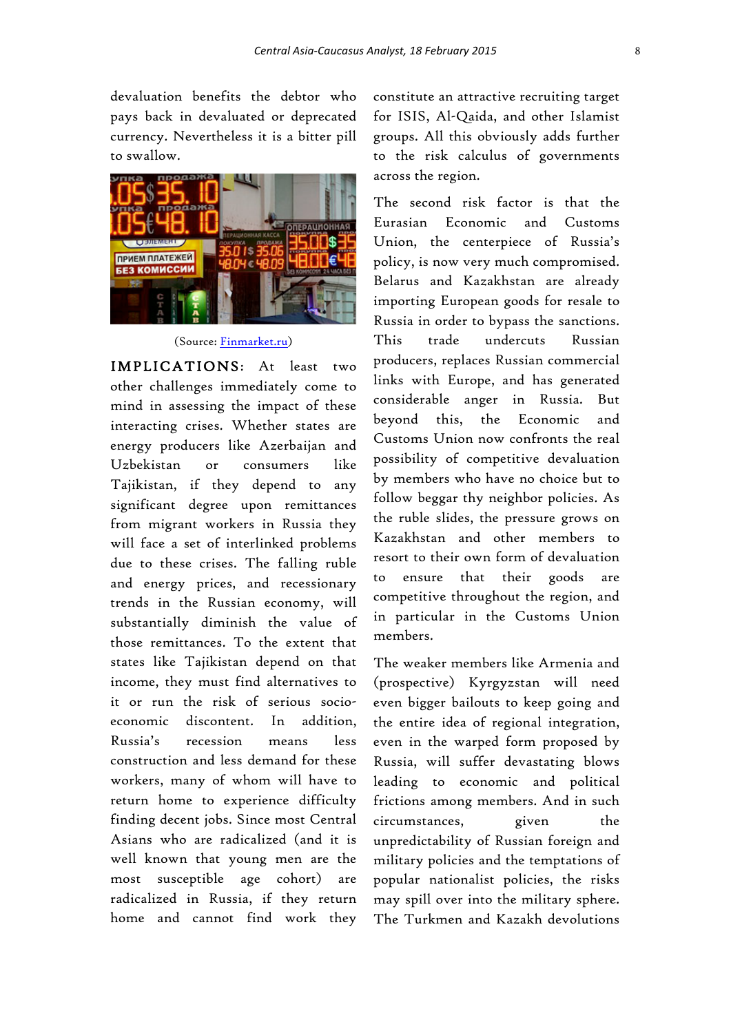devaluation benefits the debtor who pays back in devalued or deprecated currency. Nevertheless it is a bitter pill to swallow.

(Source: Finmarket.ru)

**IMPLICATIONS:** At least two other challenges immediately come to mind in assessing the impact of these interacting crises. Whether states are energy producers like Azerbaijan and Uzbekistan or consumers like Tajikistan, if they depend to any significant degree upon remittances from migrant workers in Russia they will face a set of interlinked problems due to these crises. The falling ruble and energy prices, and recessionary trends in the Russian economy, will substantially diminish the value of those remittances. To the extent that states like Tajikistan depend on that income, they must find alternatives to it or run the risk of serious socio-economic discontent. In addition, Russia's recession means less construction and less demand for these workers, many of whom will have to return home to experience difficulty finding decent jobs. Since most Central Asians who are radicalized (and it is well known that young men are the most susceptible age cohort) are radicalized in Russia, if they return home and cannot find work they constitute an attractive recruiting target for ISIS, Al-Qaida, and other Islamist groups. All this obviously adds further to the risk calculus of governments across the region.

The second risk factor is that the Eurasian Economic and Customs Union, the centerpiece of Russia's policy, is now very much compromised. Belarus and Kazakhstan are already importing European goods for resale to Russia in order to bypass the sanctions. This trade undercuts Russian producers, replaces Russian commercial links with Europe, and has generated considerable anger in Russia. But beyond this, the Economic and Customs Union now confronts the real possibility of competitive devaluation by members who have no choice but to follow beggar thy neighbor policies. As the ruble slides, the pressure grows on Kazakhstan and other members to resort to their own form of devaluation to ensure that their goods are competitive throughout the region, and in particular in the Customs Union members.

The weaker members like Armenia and (prospective) Kyrgyzstan will need even bigger bailouts to keep going and the entire idea of regional integration, even in the warped form proposed by Russia, will suffer devastating blows leading to economic and political frictions among members. And in such circumstances, given the unpredictability of Russian foreign and military policies and the temptations of popular nationalist policies, the risks may spill over into the military sphere. The Turkmen and Kazakh devolutions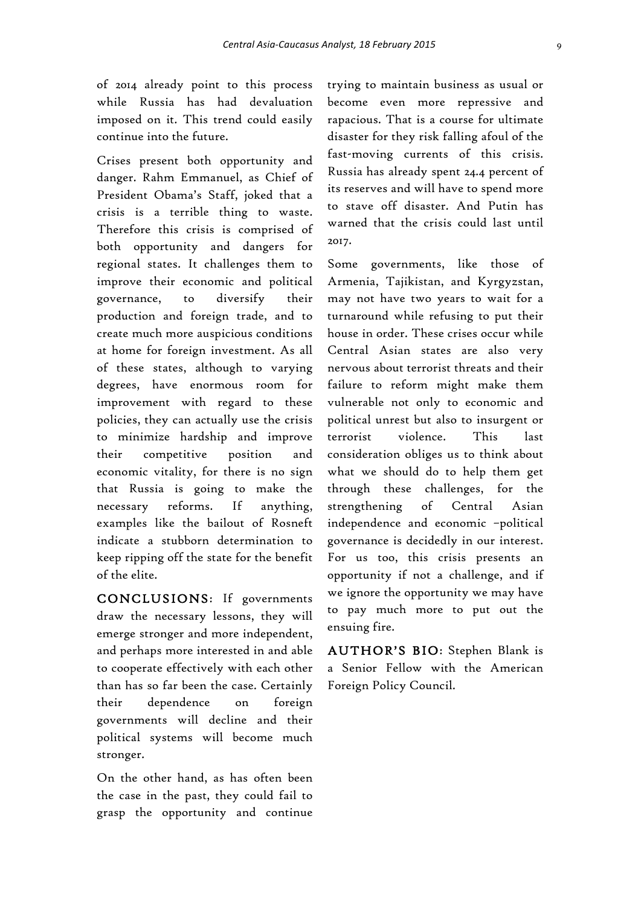of 2014 already point to this process while Russia has had devaluation imposed on it. This trend could easily continue into the future.

Crises present both opportunity and danger. Rahm Emmanuel, as Chief of President Obama's Staff, joked that a crisis is a terrible thing to waste. Therefore this crisis is comprised of both opportunity and dangers for regional states. It challenges them to improve their economic and political governance, to diversify their production and foreign trade, and to create much more auspicious conditions at home for foreign investment. As all of these states, although to varying degrees, have enormous room for improvement with regard to these policies, they can actually use the crisis to minimize hardship and improve their competitive position and economic vitality, for there is no sign that Russia is going to make the necessary reforms. If anything, examples like the bailout of Rosneft indicate a stubborn determination to keep ripping off the state for the benefit of the elite.

**CONCLUSIONS**: If governments draw the necessary lessons, they will emerge stronger and more independent, and perhaps more interested in and able to cooperate effectively with each other than has so far been the case. Certainly their dependence on foreign governments will decline and their political systems will become much stronger.

On the other hand, as has often been the case in the past, they could fail to grasp the opportunity and continue trying to maintain business as usual or become even more repressive and rapacious. That is a course for ultimate disaster for they risk falling afoul of the fast-moving currents of this crisis. Russia has already spent 24.4 percent of its reserves and will have to spend more to stave off disaster. And Putin has warned that the crisis could last until 2017.

Some governments, like those of Armenia, Tajikistan, and Kyrgyzstan, may not have two years to wait for a turnaround while refusing to put their house in order. These crises occur while Central Asian states are also very nervous about terrorist threats and their failure to reform might make them vulnerable not only to economic and political unrest but also to insurgent or terrorist violence. This last consideration obliges us to think about what we should do to help them get through these challenges, for the strengthening of Central Asian independence and economic –political governance is decidedly in our interest. For us too, this crisis presents an opportunity if not a challenge, and if we ignore the opportunity we may have to pay much more to put out the ensuing fire.

**AUTHOR'S BIO**: Stephen Blank is a Senior Fellow with the American Foreign Policy Council.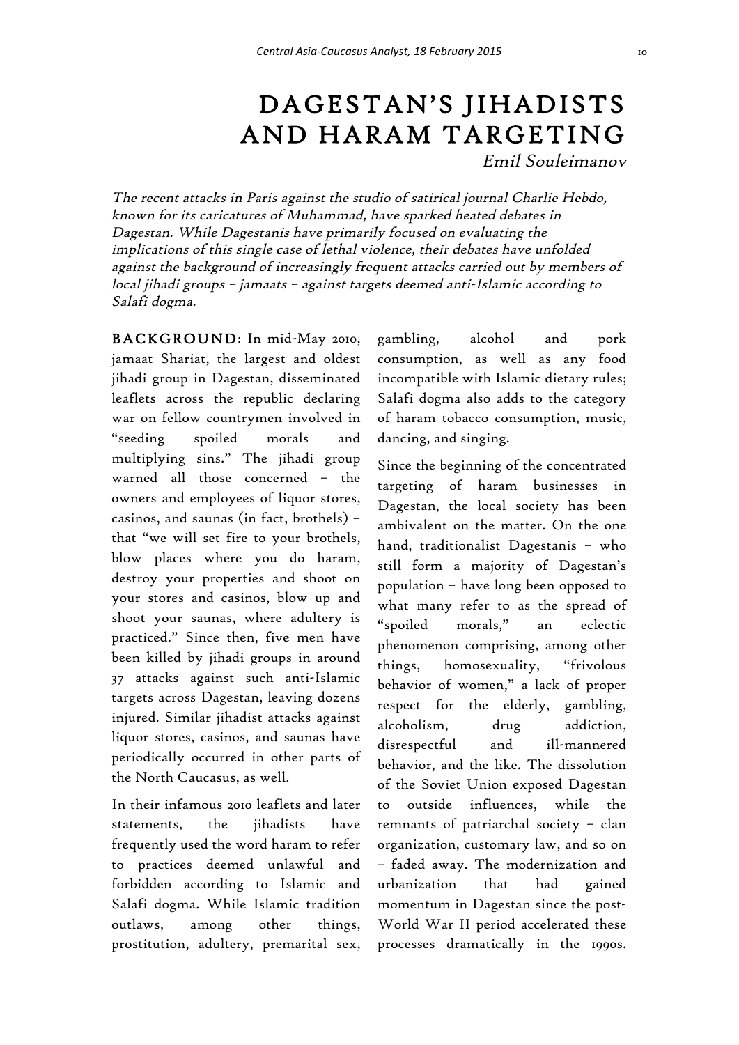# DAGESTAN'S JIHADISTS AND HARAM TARGETING

*Emil Souleimanov*

*The recent attacks in Paris against the studio of satirical journal Charlie Hebdo, known for its caricatures of Muhammad, have sparked heated debates in Dagestan. While Dagestanis have primarily focused on evaluating the implications of this single case of lethal violence, their debates have unfolded against the background of increasingly frequent attacks carried out by members of local jihadi groups – jamaats – against targets deemed anti-Islamic according to Salafi dogma.*

**BACKGROUND**: In mid-May 2010, jamaat Shariat, the largest and oldest jihadi group in Dagestan, disseminated leaflets across the republic declaring war on fellow countrymen involved in "seeding spoiled morals and multiplying sins." The jihadi group warned all those concerned – the owners and employees of liquor stores, casinos, and saunas (in fact, brothels) – that "we will set fire to your brothels, blow places where you do haram, destroy your properties and shoot on your stores and casinos, blow up and shoot your saunas, where adultery is practiced." Since then, five men have been killed by jihadi groups in around 37 attacks against such anti-Islamic targets across Dagestan, leaving dozens injured. Similar jihadist attacks against liquor stores, casinos, and saunas have periodically occurred in other parts of the North Caucasus, as well.

In their infamous 2010 leaflets and later statements, the jihadists have frequently used the word haram to refer to practices deemed unlawful and forbidden according to Islamic and Salafi dogma. While Islamic tradition outlaws, among other things, prostitution, adultery, premarital sex, gambling, alcohol and pork consumption, as well as any food incompatible with Islamic dietary rules; Salafi dogma also adds to the category of haram tobacco consumption, music, dancing, and singing.

Since the beginning of the concentrated targeting of haram businesses in Dagestan, the local society has been ambivalent on the matter. On the one hand, traditionalist Dagestanis – who still form a majority of Dagestan's population – have long been opposed to what many refer to as the spread of "spoiled morals," an eclectic phenomenon comprising, among other things, homosexuality, "frivolous behavior of women," a lack of proper respect for the elderly, gambling, alcoholism, drug addiction, disrespectful and ill-mannered behavior, and the like. The dissolution of the Soviet Union exposed Dagestan to outside influences, while the remnants of patriarchal society – clan organization, customary law, and so on – faded away. The modernization and urbanization that had gained momentum in Dagestan since the post-World War II period accelerated these processes dramatically in the 1990s.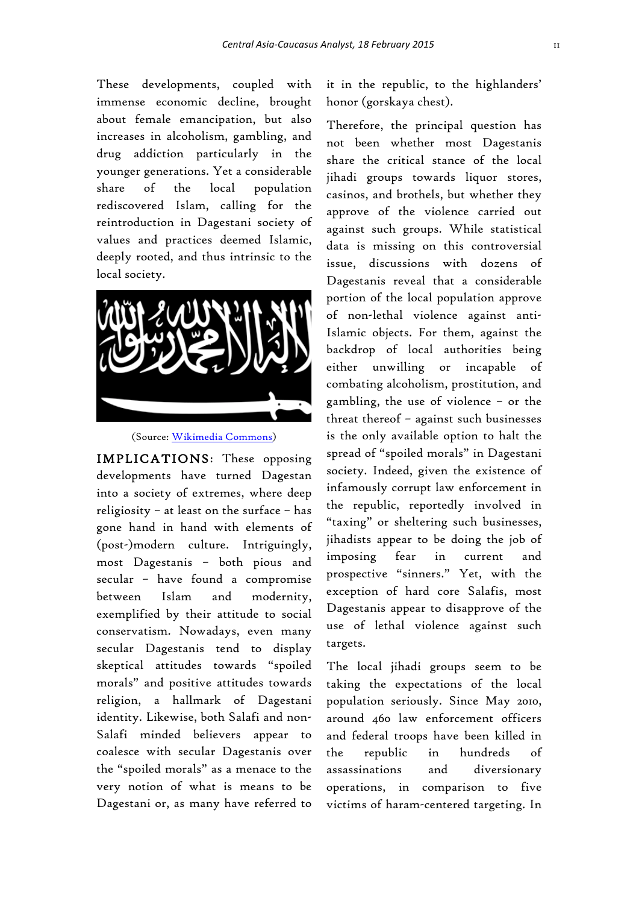These developments, coupled with immense economic decline, brought about female emancipation, but also increases in alcoholism, gambling, and drug addiction particularly in the younger generations. Yet a considerable share of the local population rediscovered Islam, calling for the reintroduction in Dagestani society of values and practices deemed Islamic, deeply rooted, and thus intrinsic to the local society.

(Source: Wikimedia Commons)

**IMPLICATIONS:** These opposing developments have turned Dagestan into a society of extremes, where deep religiosity – at least on the surface – has gone hand in hand with elements of (post-)modern culture. Intriguingly, most Dagestanis – both pious and secular – have found a compromise between Islam and modernity, exemplified by their attitude to social conservatism. Nowadays, even many secular Dagestanis tend to display skeptical attitudes towards "spoiled morals" and positive attitudes towards religion, a hallmark of Dagestani identity. Likewise, both Salafi and non-Salafi minded believers appear to coalesce with secular Dagestanis over the "spoiled morals" as a menace to the very notion of what is means to be Dagestani or, as many have referred to it in the republic, to the highlanders' honor (gorskaya chest).

Therefore, the principal question has not been whether most Dagestanis share the critical stance of the local jihadi groups towards liquor stores, casinos, and brothels, but whether they approve of the violence carried out against such groups. While statistical data is missing on this controversial issue, discussions with dozens of Dagestanis reveal that a considerable portion of the local population approve of non-lethal violence against anti-Islamic objects. For them, against the backdrop of local authorities being either unwilling or incapable of combating alcoholism, prostitution, and gambling, the use of violence – or the threat thereof – against such businesses is the only available option to halt the spread of "spoiled morals" in Dagestani society. Indeed, given the existence of infamously corrupt law enforcement in the republic, reportedly involved in "taxing" or sheltering such businesses, jihadists appear to be doing the job of imposing fear in current and prospective "sinners." Yet, with the exception of hard core Salafis, most Dagestanis appear to disapprove of the use of lethal violence against such targets.

The local jihadi groups seem to be taking the expectations of the local population seriously. Since May 2010, around 460 law enforcement officers and federal troops have been killed in the republic in hundreds of assassinations and diversionary operations, in comparison to five victims of haram-centered targeting. In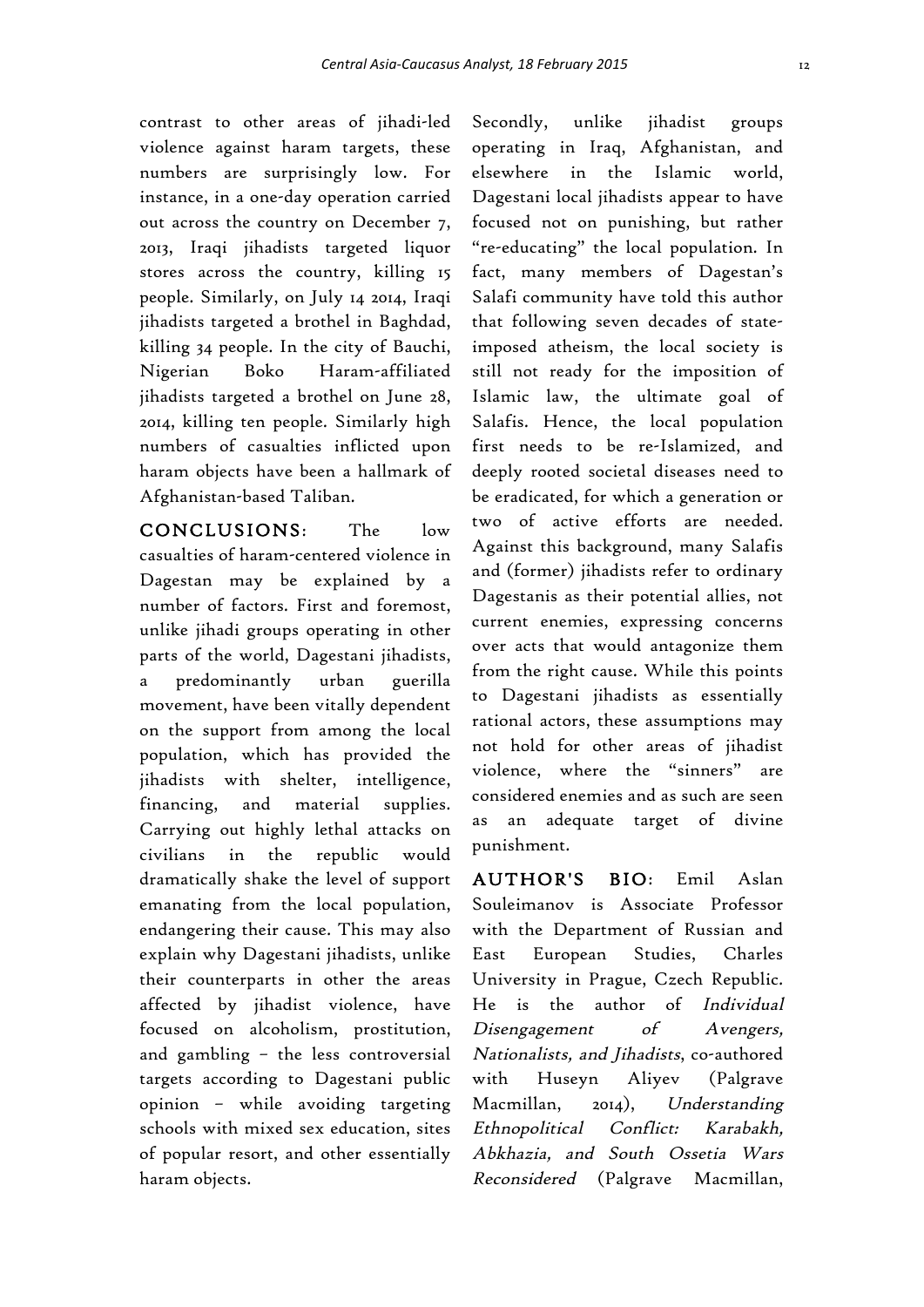contrast to other areas of jihadi-led violence against haram targets, these numbers are surprisingly low. For instance, in a one-day operation carried out across the country on December 7, 2013, Iraqi jihadists targeted liquor stores across the country, killing 15 people. Similarly, on July 14 2014, Iraqi jihadists targeted a brothel in Baghdad, killing 34 people. In the city of Bauchi, Nigerian Boko Haram-affiliated jihadists targeted a brothel on June 28, 2014, killing ten people. Similarly high numbers of casualties inflicted upon haram objects have been a hallmark of Afghanistan-based Taliban.

**CONCLUSIONS**: The low casualties of haram-centered violence in Dagestan may be explained by a number of factors. First and foremost, unlike jihadi groups operating in other parts of the world, Dagestani jihadists, a predominantly urban guerilla movement, have been vitally dependent on the support from among the local population, which has provided the jihadists with shelter, intelligence, financing, and material supplies. Carrying out highly lethal attacks on civilians in the republic would dramatically shake the level of support emanating from the local population, endangering their cause. This may also explain why Dagestani jihadists, unlike their counterparts in other the areas affected by jihadist violence, have focused on alcoholism, prostitution, and gambling – the less controversial targets according to Dagestani public opinion – while avoiding targeting schools with mixed sex education, sites of popular resort, and other essentially haram objects.

Secondly, unlike jihadist groups operating in Iraq, Afghanistan, and elsewhere in the Islamic world, Dagestani local jihadists appear to have focused not on punishing, but rather "re-educating" the local population. In fact, many members of Dagestan's Salafi community have told this author that following seven decades of state-imposed atheism, the local society is still not ready for the imposition of Islamic law, the ultimate goal of Salafis. Hence, the local population first needs to be re-Islamized, and deeply rooted societal diseases need to be eradicated, for which a generation or two of active efforts are needed. Against this background, many Salafis and (former) jihadists refer to ordinary Dagestanis as their potential allies, not current enemies, expressing concerns over acts that would antagonize them from the right cause. While this points to Dagestani jihadists as essentially rational actors, these assumptions may not hold for other areas of jihadist violence, where the "sinners" are considered enemies and as such are seen as an adequate target of divine punishment.

**AUTHOR'S BIO**: Emil Aslan Souleimanov is Associate Professor with the Department of Russian and East European Studies, Charles University in Prague, Czech Republic. He is the author of *Individual Disengagement of Avengers, Nationalists, and Jihadists*, co-authored with Huseyn Aliyev (Palgrave Macmillan, 2014), *Understanding Ethnopolitical Conflict: Karabakh, Abkhazia, and South Ossetia Wars Reconsidered* (Palgrave Macmillan,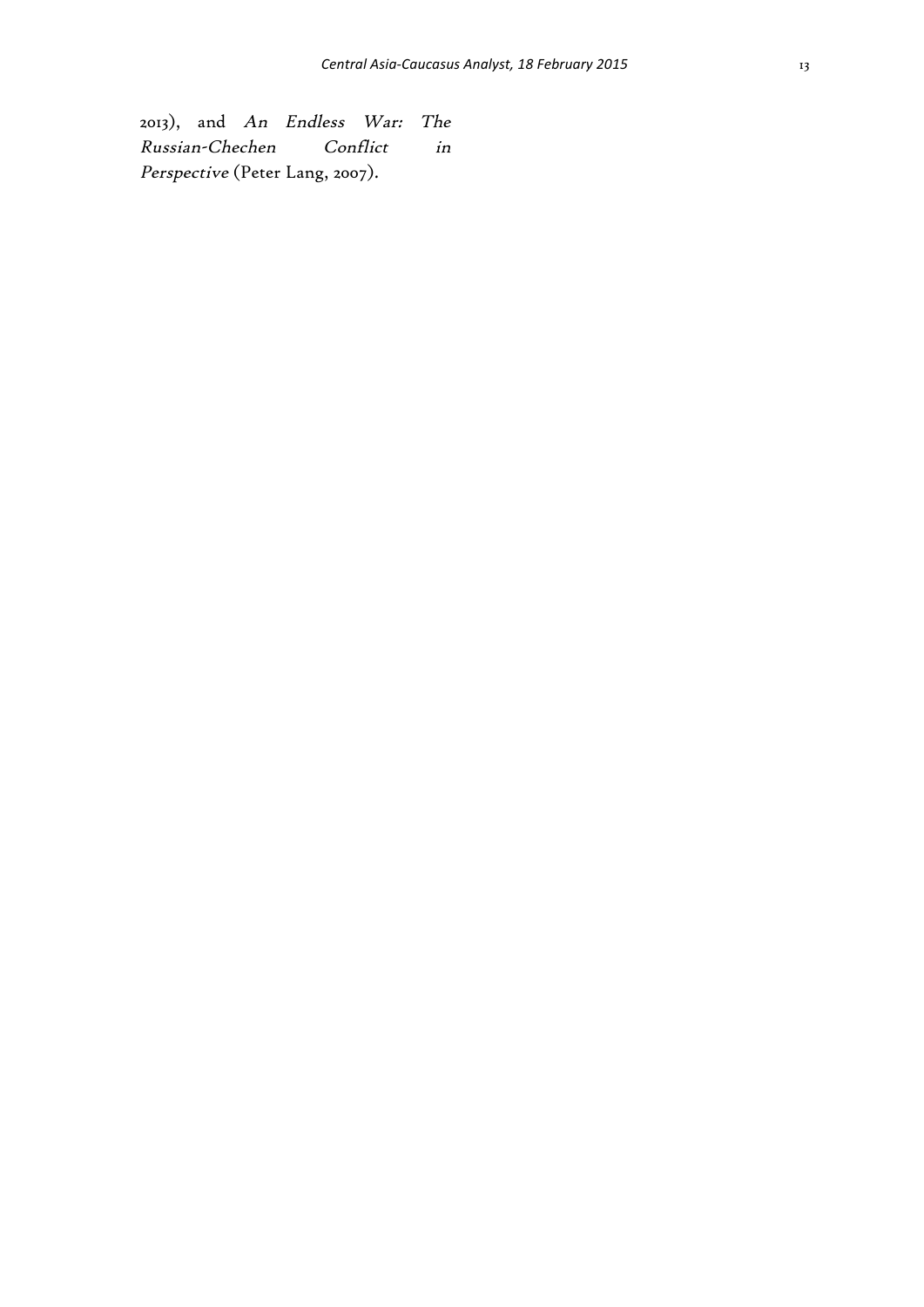2013), and *An Endless War: The Russian-Chechen Conflict in Perspective* (Peter Lang, 2007).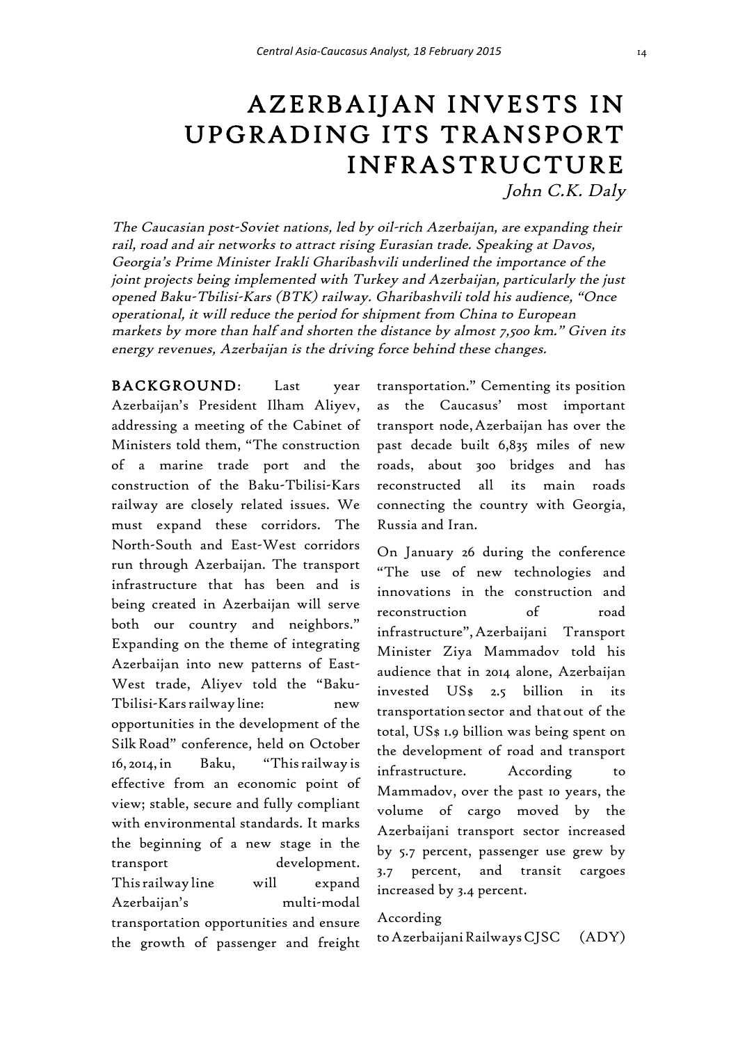# AZERBAIJAN INVESTS IN UPGRADING ITS TRANSPORT INFRASTRUCTURE

*John C.K. Daly*

*The Caucasian post-Soviet nations, led by oil-rich Azerbaijan, are expanding their rail, road and air networks to attract rising Eurasian trade. Speaking at Davos, Georgia's Prime Minister Irakli Gharibashvili underlined the importance of the joint projects being implemented with Turkey and Azerbaijan, particularly the just opened Baku-Tbilisi-Kars (BTK) railway. Gharibashvili told his audience, "Once operational, it will reduce the period for shipment from China to European markets by more than half and shorten the distance by almost 7,500 km." Given its energy revenues, Azerbaijan is the driving force behind these changes.*

**BACKGROUND**: Last year Azerbaijan's President Ilham Aliyev, addressing a meeting of the Cabinet of Ministers told them, "The construction of a marine trade port and the construction of the Baku-Tbilisi-Kars railway are closely related issues. We must expand these corridors. The North-South and East-West corridors run through Azerbaijan. The transport infrastructure that has been and is being created in Azerbaijan will serve both our country and neighbors." Expanding on the theme of integrating Azerbaijan into new patterns of East-West trade, Aliyev told the "Baku-Tbilisi-Kars railway line: new opportunities in the development of the Silk Road" conference, held on October 16, 2014, in Baku, "This railway is effective from an economic point of view; stable, secure and fully compliant with environmental standards. It marks the beginning of a new stage in the transport development. This railway line will expand Azerbaijan's multi-modal transportation opportunities and ensure the growth of passenger and freight transportation." Cementing its position as the Caucasus' most important transport node, Azerbaijan has over the past decade built 6,835 miles of new roads, about 300 bridges and has reconstructed all its main roads connecting the country with Georgia, Russia and Iran.

On January 26 during the conference "The use of new technologies and innovations in the construction and reconstruction of road infrastructure", Azerbaijani Transport Minister Ziya Mammadov told his audience that in 2014 alone, Azerbaijan invested US$ 2.5 billion in its transportation sector and that out of the total, US$ 1.9 billion was being spent on the development of road and transport infrastructure. According to Mammadov, over the past 10 years, the volume of cargo moved by the Azerbaijani transport sector increased by 5.7 percent, passenger use grew by 3.7 percent, and transit cargoes increased by 3.4 percent.

According to Azerbaijani Railways CJSC (ADY)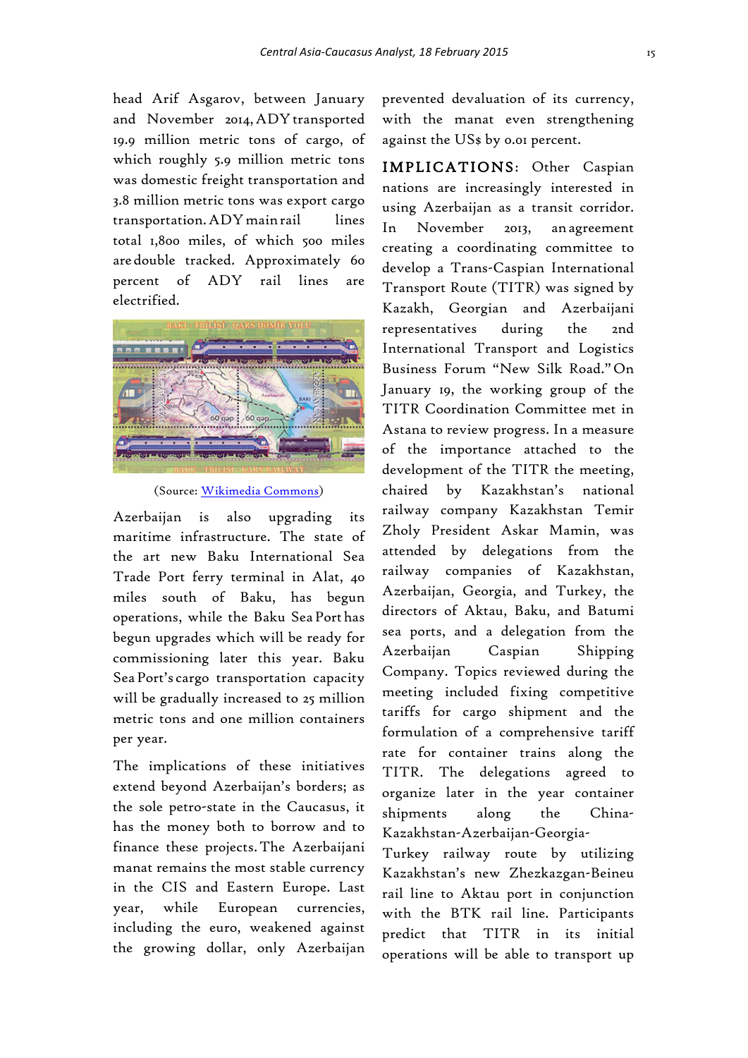head Arif Asgarov, between January and November 2014, ADY transported 19.9 million metric tons of cargo, of which roughly 5.9 million metric tons was domestic freight transportation and 3.8 million metric tons was export cargo transportation. ADY main rail lines total 1,800 miles, of which 500 miles are double tracked. Approximately 60 percent of ADY rail lines are electrified.

(Source: Wikimedia Commons)

Azerbaijan is also upgrading its maritime infrastructure. The state of the art new Baku International Sea Trade Port ferry terminal in Alat, 40 miles south of Baku, has begun operations, while the Baku Sea Port has begun upgrades which will be ready for commissioning later this year. Baku Sea Port's cargo transportation capacity will be gradually increased to 25 million metric tons and one million containers per year.

The implications of these initiatives extend beyond Azerbaijan's borders; as the sole petro-state in the Caucasus, it has the money both to borrow and to finance these projects. The Azerbaijani manat remains the most stable currency in the CIS and Eastern Europe. Last year, while European currencies, including the euro, weakened against the growing dollar, only Azerbaijan prevented devaluation of its currency, with the manat even strengthening against the US$ by 0.01 percent.

**IMPLICATIONS**: Other Caspian nations are increasingly interested in using Azerbaijan as a transit corridor. In November 2013, an agreement creating a coordinating committee to develop a Trans-Caspian International Transport Route (TITR) was signed by Kazakh, Georgian and Azerbaijani representatives during the 2nd International Transport and Logistics Business Forum "New Silk Road." On January 19, the working group of the TITR Coordination Committee met in Astana to review progress. In a measure of the importance attached to the development of the TITR the meeting, chaired by Kazakhstan's national railway company Kazakhstan Temir Zholy President Askar Mamin, was attended by delegations from the railway companies of Kazakhstan, Azerbaijan, Georgia, and Turkey, the directors of Aktau, Baku, and Batumi sea ports, and a delegation from the Azerbaijan Caspian Shipping Company. Topics reviewed during the meeting included fixing competitive tariffs for cargo shipment and the formulation of a comprehensive tariff rate for container trains along the TITR. The delegations agreed to organize later in the year container shipments along the China-Kazakhstan-Azerbaijan-Georgia-Turkey railway route by utilizing Kazakhstan's new Zhezkazgan-Beineu rail line to Aktau port in conjunction with the BTK rail line. Participants predict that TITR in its initial operations will be able to transport up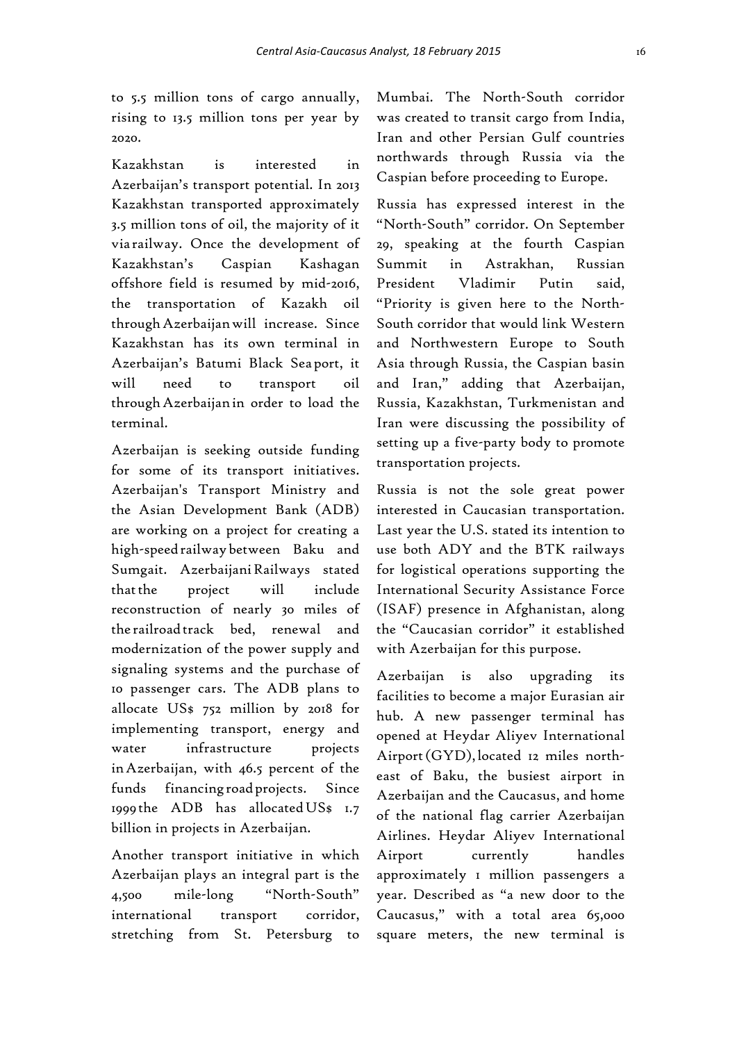to 5.5 million tons of cargo annually, rising to 13.5 million tons per year by 2020.

Kazakhstan is interested in Azerbaijan's transport potential. In 2013 Kazakhstan transported approximately 3.5 million tons of oil, the majority of it via railway. Once the development of Kazakhstan's Caspian Kashagan offshore field is resumed by mid-2016, the transportation of Kazakh oil through Azerbaijan will increase. Since Kazakhstan has its own terminal in Azerbaijan's Batumi Black Sea port, it will need to transport oil through Azerbaijan in order to load the terminal.

Azerbaijan is seeking outside funding for some of its transport initiatives. Azerbaijan's Transport Ministry and the Asian Development Bank (ADB) are working on a project for creating a high-speed railway between Baku and Sumgait. Azerbaijani Railways stated that the project will include reconstruction of nearly 30 miles of the railroad track bed, renewal and modernization of the power supply and signaling systems and the purchase of 10 passenger cars. The ADB plans to allocate US$ 752 million by 2018 for implementing transport, energy and water infrastructure projects in Azerbaijan, with 46.5 percent of the funds financing road projects. Since 1999 the ADB has allocated US$ 1.7 billion in projects in Azerbaijan.

Another transport initiative in which Azerbaijan plays an integral part is the 4,500 mile-long "North-South" international transport corridor, stretching from St. Petersburg to Mumbai. The North-South corridor was created to transit cargo from India, Iran and other Persian Gulf countries northwards through Russia via the Caspian before proceeding to Europe.

Russia has expressed interest in the "North-South" corridor. On September 29, speaking at the fourth Caspian Summit in Astrakhan, Russian President Vladimir Putin said, "Priority is given here to the North-South corridor that would link Western and Northwestern Europe to South Asia through Russia, the Caspian basin and Iran," adding that Azerbaijan, Russia, Kazakhstan, Turkmenistan and Iran were discussing the possibility of setting up a five-party body to promote transportation projects.

Russia is not the sole great power interested in Caucasian transportation. Last year the U.S. stated its intention to use both ADY and the BTK railways for logistical operations supporting the International Security Assistance Force (ISAF) presence in Afghanistan, along the "Caucasian corridor" it established with Azerbaijan for this purpose.

Azerbaijan is also upgrading its facilities to become a major Eurasian air hub. A new passenger terminal has opened at Heydar Aliyev International Airport (GYD), located 12 miles north-east of Baku, the busiest airport in Azerbaijan and the Caucasus, and home of the national flag carrier Azerbaijan Airlines. Heydar Aliyev International Airport currently handles approximately 1 million passengers a year. Described as "a new door to the Caucasus," with a total area 65,000 square meters, the new terminal is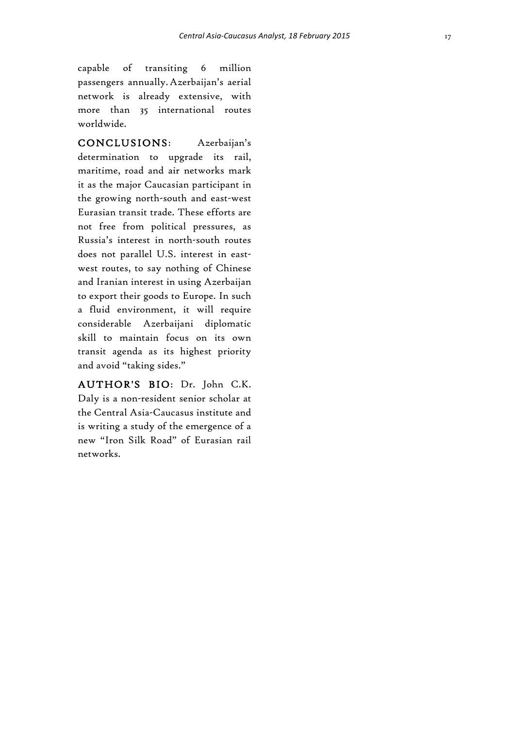capable of transiting 6 million passengers annually. Azerbaijan's aerial network is already extensive, with more than 35 international routes worldwide.

**CONCLUSIONS**: Azerbaijan's determination to upgrade its rail, maritime, road and air networks mark it as the major Caucasian participant in the growing north-south and east-west Eurasian transit trade. These efforts are not free from political pressures, as Russia's interest in north-south routes does not parallel U.S. interest in east-west routes, to say nothing of Chinese and Iranian interest in using Azerbaijan to export their goods to Europe. In such a fluid environment, it will require considerable Azerbaijani diplomatic skill to maintain focus on its own transit agenda as its highest priority and avoid "taking sides."

**AUTHOR'S BIO**: Dr. John C.K. Daly is a non-resident senior scholar at the Central Asia-Caucasus institute and is writing a study of the emergence of a new "Iron Silk Road" of Eurasian rail networks.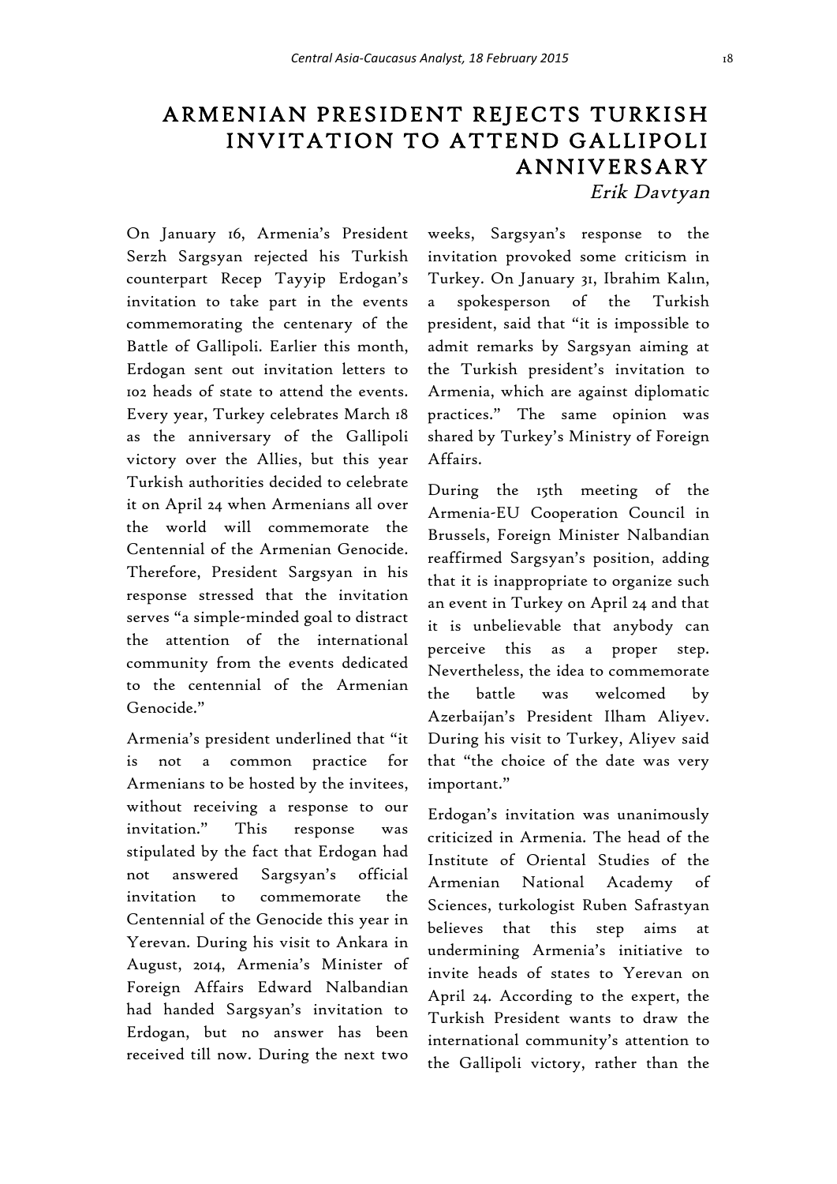# ARMENIAN PRESIDENT REJECTS TURKISH INVITATION TO ATTEND GALLIPOLI ANNIVERSARY

*Erik Davtyan*

On January 16, Armenia's President Serzh Sargsyan rejected his Turkish counterpart Recep Tayyip Erdogan's invitation to take part in the events commemorating the centenary of the Battle of Gallipoli. Earlier this month, Erdogan sent out invitation letters to 102 heads of state to attend the events. Every year, Turkey celebrates March 18 as the anniversary of the Gallipoli victory over the Allies, but this year Turkish authorities decided to celebrate it on April 24 when Armenians all over the world will commemorate the Centennial of the Armenian Genocide. Therefore, President Sargsyan in his response stressed that the invitation serves "a simple-minded goal to distract the attention of the international community from the events dedicated to the centennial of the Armenian Genocide."

Armenia's president underlined that "it is not a common practice for Armenians to be hosted by the invitees, without receiving a response to our invitation." This response was stipulated by the fact that Erdogan had not answered Sargsyan's official invitation to commemorate the Centennial of the Genocide this year in Yerevan. During his visit to Ankara in August, 2014, Armenia's Minister of Foreign Affairs Edward Nalbandian had handed Sargsyan's invitation to Erdogan, but no answer has been received till now. During the next two weeks, Sargsyan's response to the invitation provoked some criticism in Turkey. On January 31, Ibrahim Kalın, a spokesperson of the Turkish president, said that "it is impossible to admit remarks by Sargsyan aiming at the Turkish president's invitation to Armenia, which are against diplomatic practices." The same opinion was shared by Turkey's Ministry of Foreign Affairs.

During the 15th meeting of the Armenia-EU Cooperation Council in Brussels, Foreign Minister Nalbandian reaffirmed Sargsyan's position, adding that it is inappropriate to organize such an event in Turkey on April 24 and that it is unbelievable that anybody can perceive this as a proper step. Nevertheless, the idea to commemorate the battle was welcomed by Azerbaijan's President Ilham Aliyev. During his visit to Turkey, Aliyev said that "the choice of the date was very important."

Erdogan's invitation was unanimously criticized in Armenia. The head of the Institute of Oriental Studies of the Armenian National Academy of Sciences, turkologist Ruben Safrastyan believes that this step aims at undermining Armenia's initiative to invite heads of states to Yerevan on April 24. According to the expert, the Turkish President wants to draw the international community's attention to the Gallipoli victory, rather than the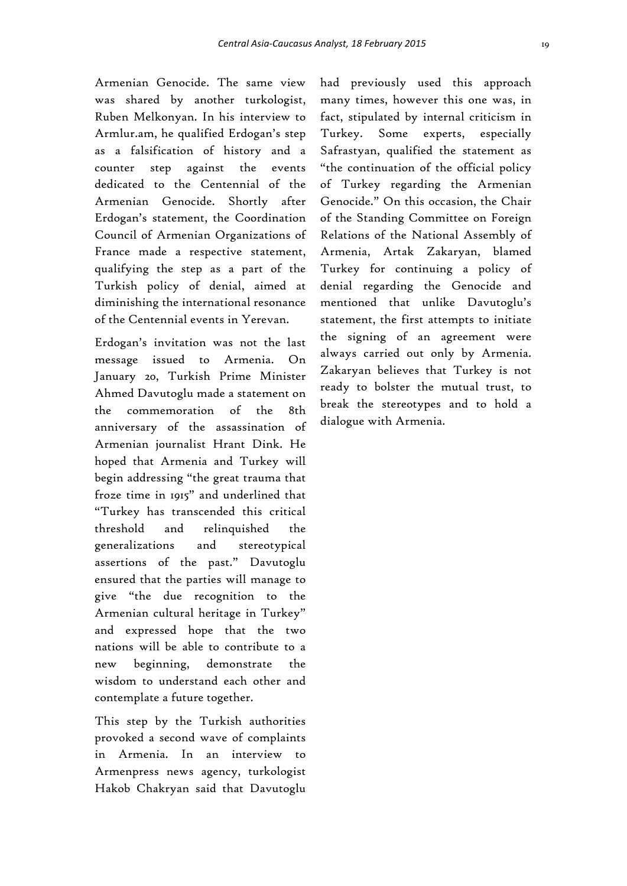Armenian Genocide. The same view was shared by another turkologist, Ruben Melkonyan. In his interview to Armlur.am, he qualified Erdogan's step as a falsification of history and a counter step against the events dedicated to the Centennial of the Armenian Genocide. Shortly after Erdogan's statement, the Coordination Council of Armenian Organizations of France made a respective statement, qualifying the step as a part of the Turkish policy of denial, aimed at diminishing the international resonance of the Centennial events in Yerevan.

Erdogan's invitation was not the last message issued to Armenia. On January 20, Turkish Prime Minister Ahmed Davutoglu made a statement on the commemoration of the 8th anniversary of the assassination of Armenian journalist Hrant Dink. He hoped that Armenia and Turkey will begin addressing "the great trauma that froze time in 1915" and underlined that "Turkey has transcended this critical threshold and relinquished the generalizations and stereotypical assertions of the past." Davutoglu ensured that the parties will manage to give "the due recognition to the Armenian cultural heritage in Turkey" and expressed hope that the two nations will be able to contribute to a new beginning, demonstrate the wisdom to understand each other and contemplate a future together.

This step by the Turkish authorities provoked a second wave of complaints in Armenia. In an interview to Armenpress news agency, turkologist Hakob Chakryan said that Davutoglu had previously used this approach many times, however this one was, in fact, stipulated by internal criticism in Turkey. Some experts, especially Safrastyan, qualified the statement as "the continuation of the official policy of Turkey regarding the Armenian Genocide." On this occasion, the Chair of the Standing Committee on Foreign Relations of the National Assembly of Armenia, Artak Zakaryan, blamed Turkey for continuing a policy of denial regarding the Genocide and mentioned that unlike Davutoglu's statement, the first attempts to initiate the signing of an agreement were always carried out only by Armenia. Zakaryan believes that Turkey is not ready to bolster the mutual trust, to break the stereotypes and to hold a dialogue with Armenia.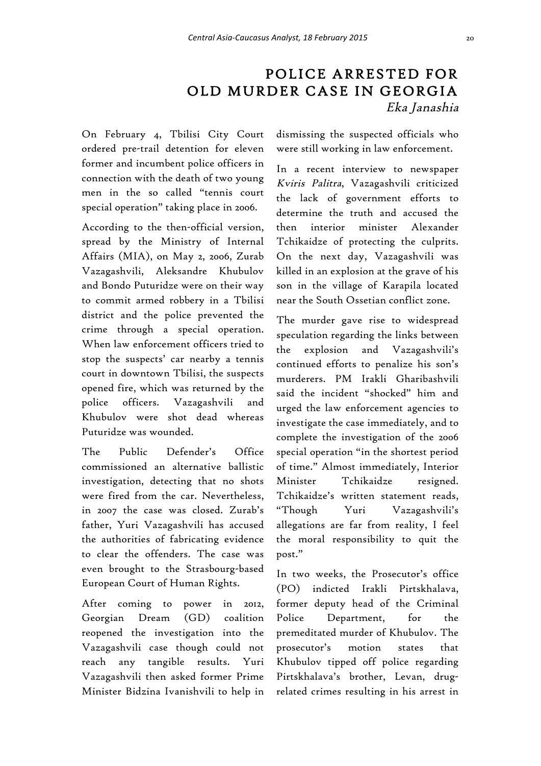# POLICE ARRESTED FOR OLD MURDER CASE IN GEORGIA

*Eka Janashia*

On February 4, Tbilisi City Court ordered pre-trail detention for eleven former and incumbent police officers in connection with the death of two young men in the so called "tennis court special operation" taking place in 2006.

According to the then-official version, spread by the Ministry of Internal Affairs (MIA), on May 2, 2006, Zurab Vazagashvili, Aleksandre Khubulov and Bondo Puturidze were on their way to commit armed robbery in a Tbilisi district and the police prevented the crime through a special operation. When law enforcement officers tried to stop the suspects' car nearby a tennis court in downtown Tbilisi, the suspects opened fire, which was returned by the police officers. Vazagashvili and Khubulov were shot dead whereas Puturidze was wounded.

The Public Defender's Office commissioned an alternative ballistic investigation, detecting that no shots were fired from the car. Nevertheless, in 2007 the case was closed. Zurab's father, Yuri Vazagashvili has accused the authorities of fabricating evidence to clear the offenders. The case was even brought to the Strasbourg-based European Court of Human Rights.

After coming to power in 2012, Georgian Dream (GD) coalition reopened the investigation into the Vazagashvili case though could not reach any tangible results. Yuri Vazagashvili then asked former Prime Minister Bidzina Ivanishvili to help in dismissing the suspected officials who were still working in law enforcement.

In a recent interview to newspaper *Kviris Palitra*, Vazagashvili criticized the lack of government efforts to determine the truth and accused the then interior minister Alexander Tchikaidze of protecting the culprits. On the next day, Vazagashvili was killed in an explosion at the grave of his son in the village of Karapila located near the South Ossetian conflict zone.

The murder gave rise to widespread speculation regarding the links between the explosion and Vazagashvili's continued efforts to penalize his son's murderers. PM Irakli Gharibashvili said the incident "shocked" him and urged the law enforcement agencies to investigate the case immediately, and to complete the investigation of the 2006 special operation "in the shortest period of time." Almost immediately, Interior Minister Tchikaidze resigned. Tchikaidze's written statement reads, "Though Yuri Vazagashvili's allegations are far from reality, I feel the moral responsibility to quit the post."

In two weeks, the Prosecutor's office (PO) indicted Irakli Pirtskhalava, former deputy head of the Criminal Police Department, for the premeditated murder of Khubulov. The prosecutor's motion states that Khubulov tipped off police regarding Pirtskhalava's brother, Levan, drug-related crimes resulting in his arrest in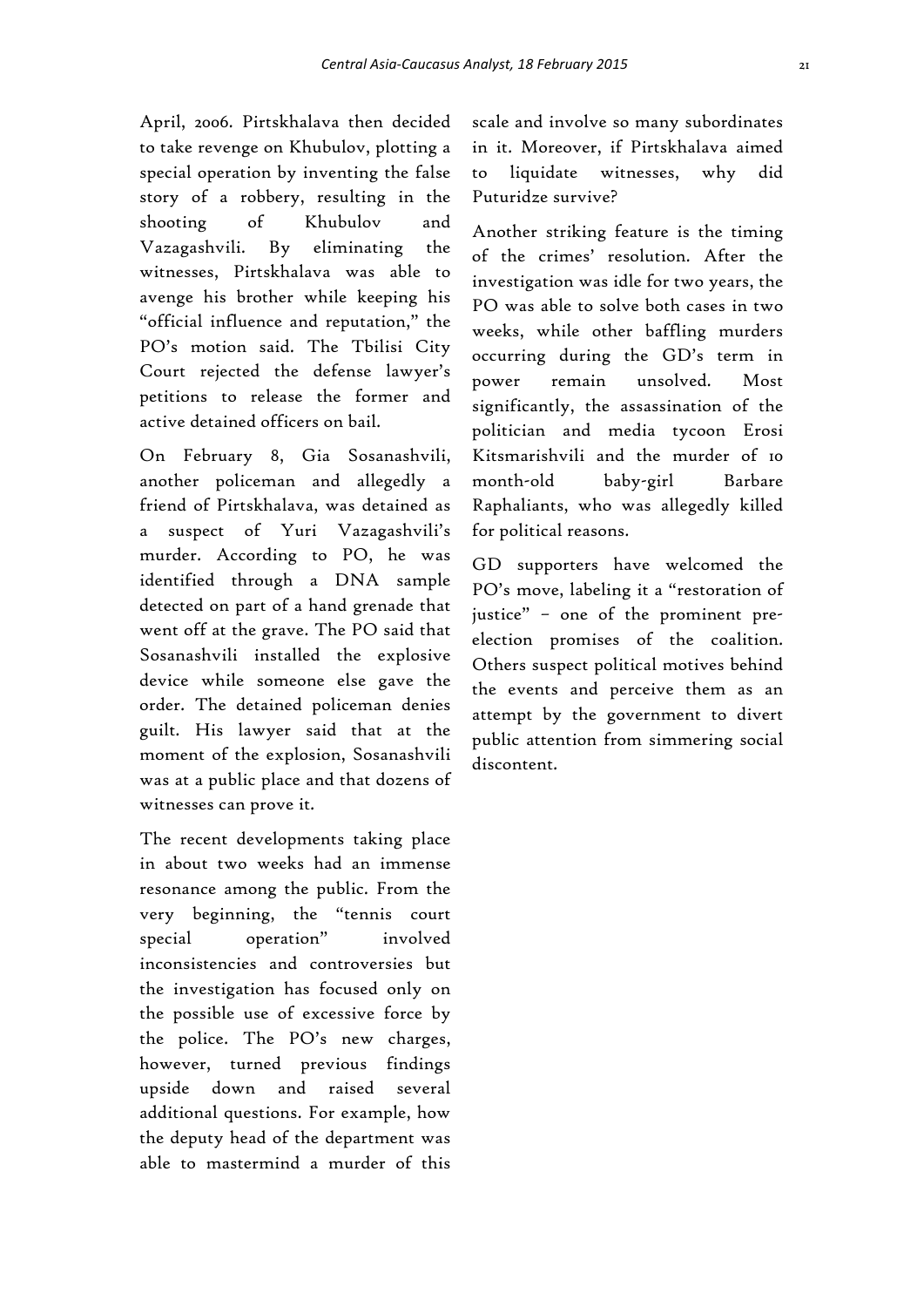April, 2006. Pirtskhalava then decided to take revenge on Khubulov, plotting a special operation by inventing the false story of a robbery, resulting in the shooting of Khubulov and Vazagashvili. By eliminating the witnesses, Pirtskhalava was able to avenge his brother while keeping his "official influence and reputation," the PO's motion said. The Tbilisi City Court rejected the defense lawyer's petitions to release the former and active detained officers on bail.

On February 8, Gia Sosanashvili, another policeman and allegedly a friend of Pirtskhalava, was detained as a suspect of Yuri Vazagashvili's murder. According to PO, he was identified through a DNA sample detected on part of a hand grenade that went off at the grave. The PO said that Sosanashvili installed the explosive device while someone else gave the order. The detained policeman denies guilt. His lawyer said that at the moment of the explosion, Sosanashvili was at a public place and that dozens of witnesses can prove it.

The recent developments taking place in about two weeks had an immense resonance among the public. From the very beginning, the "tennis court special operation" involved inconsistencies and controversies but the investigation has focused only on the possible use of excessive force by the police. The PO's new charges, however, turned previous findings upside down and raised several additional questions. For example, how the deputy head of the department was able to mastermind a murder of this scale and involve so many subordinates in it. Moreover, if Pirtskhalava aimed to liquidate witnesses, why did Puturidze survive?

Another striking feature is the timing of the crimes' resolution. After the investigation was idle for two years, the PO was able to solve both cases in two weeks, while other baffling murders occurring during the GD's term in power remain unsolved. Most significantly, the assassination of the politician and media tycoon Erosi Kitsmarishvili and the murder of 10 month-old baby-girl Barbare Raphaliants, who was allegedly killed for political reasons.

GD supporters have welcomed the PO's move, labeling it a "restoration of justice" – one of the prominent pre-election promises of the coalition. Others suspect political motives behind the events and perceive them as an attempt by the government to divert public attention from simmering social discontent.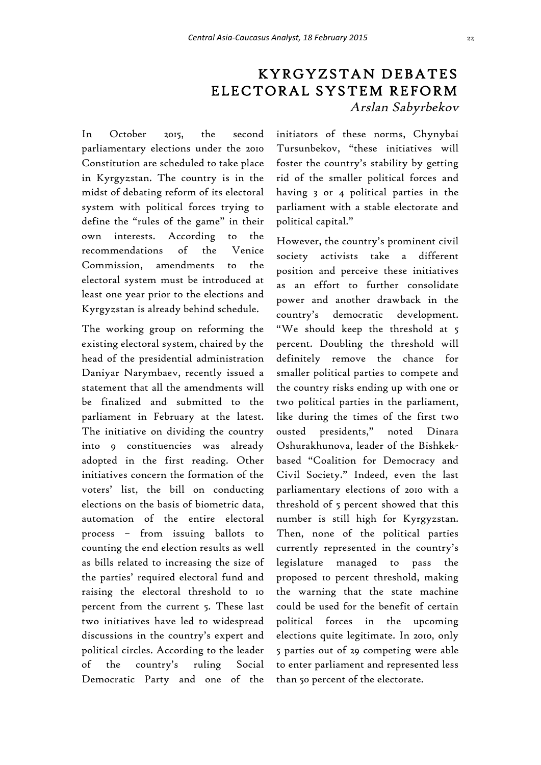# KYRGYZSTAN DEBATES ELECTORAL SYSTEM REFORM

*Arslan Sabyrbekov*

In October 2015, the second parliamentary elections under the 2010 Constitution are scheduled to take place in Kyrgyzstan. The country is in the midst of debating reform of its electoral system with political forces trying to define the "rules of the game" in their own interests. According to the recommendations of the Venice Commission, amendments to the electoral system must be introduced at least one year prior to the elections and Kyrgyzstan is already behind schedule.

The working group on reforming the existing electoral system, chaired by the head of the presidential administration Daniyar Narymbaev, recently issued a statement that all the amendments will be finalized and submitted to the parliament in February at the latest. The initiative on dividing the country into 9 constituencies was already adopted in the first reading. Other initiatives concern the formation of the voters' list, the bill on conducting elections on the basis of biometric data, automation of the entire electoral process – from issuing ballots to counting the end election results as well as bills related to increasing the size of the parties' required electoral fund and raising the electoral threshold to 10 percent from the current 5. These last two initiatives have led to widespread discussions in the country's expert and political circles. According to the leader of the country's ruling Social Democratic Party and one of the initiators of these norms, Chynybai Tursunbekov, "these initiatives will foster the country's stability by getting rid of the smaller political forces and having 3 or 4 political parties in the parliament with a stable electorate and political capital."

However, the country's prominent civil society activists take a different position and perceive these initiatives as an effort to further consolidate power and another drawback in the country's democratic development. "We should keep the threshold at 5 percent. Doubling the threshold will definitely remove the chance for smaller political parties to compete and the country risks ending up with one or two political parties in the parliament, like during the times of the first two ousted presidents," noted Dinara Oshurakhunova, leader of the Bishkek-based "Coalition for Democracy and Civil Society." Indeed, even the last parliamentary elections of 2010 with a threshold of 5 percent showed that this number is still high for Kyrgyzstan. Then, none of the political parties currently represented in the country's legislature managed to pass the proposed 10 percent threshold, making the warning that the state machine could be used for the benefit of certain political forces in the upcoming elections quite legitimate. In 2010, only 5 parties out of 29 competing were able to enter parliament and represented less than 50 percent of the electorate.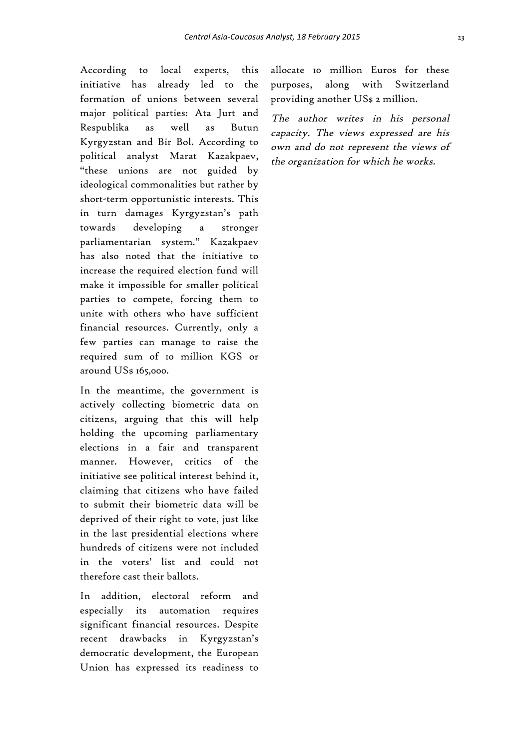According to local experts, this initiative has already led to the formation of unions between several major political parties: Ata Jurt and Respublika as well as Butun Kyrgyzstan and Bir Bol. According to political analyst Marat Kazakpaev, "these unions are not guided by ideological commonalities but rather by short-term opportunistic interests. This in turn damages Kyrgyzstan's path towards developing a stronger parliamentarian system." Kazakpaev has also noted that the initiative to increase the required election fund will make it impossible for smaller political parties to compete, forcing them to unite with others who have sufficient financial resources. Currently, only a few parties can manage to raise the required sum of 10 million KGS or around US$ 165,000.

In the meantime, the government is actively collecting biometric data on citizens, arguing that this will help holding the upcoming parliamentary elections in a fair and transparent manner. However, critics of the initiative see political interest behind it, claiming that citizens who have failed to submit their biometric data will be deprived of their right to vote, just like in the last presidential elections where hundreds of citizens were not included in the voters' list and could not therefore cast their ballots.

In addition, electoral reform and especially its automation requires significant financial resources. Despite recent drawbacks in Kyrgyzstan's democratic development, the European Union has expressed its readiness to allocate 10 million Euros for these purposes, along with Switzerland providing another US$ 2 million.

*The author writes in his personal capacity. The views expressed are his own and do not represent the views of the organization for which he works.*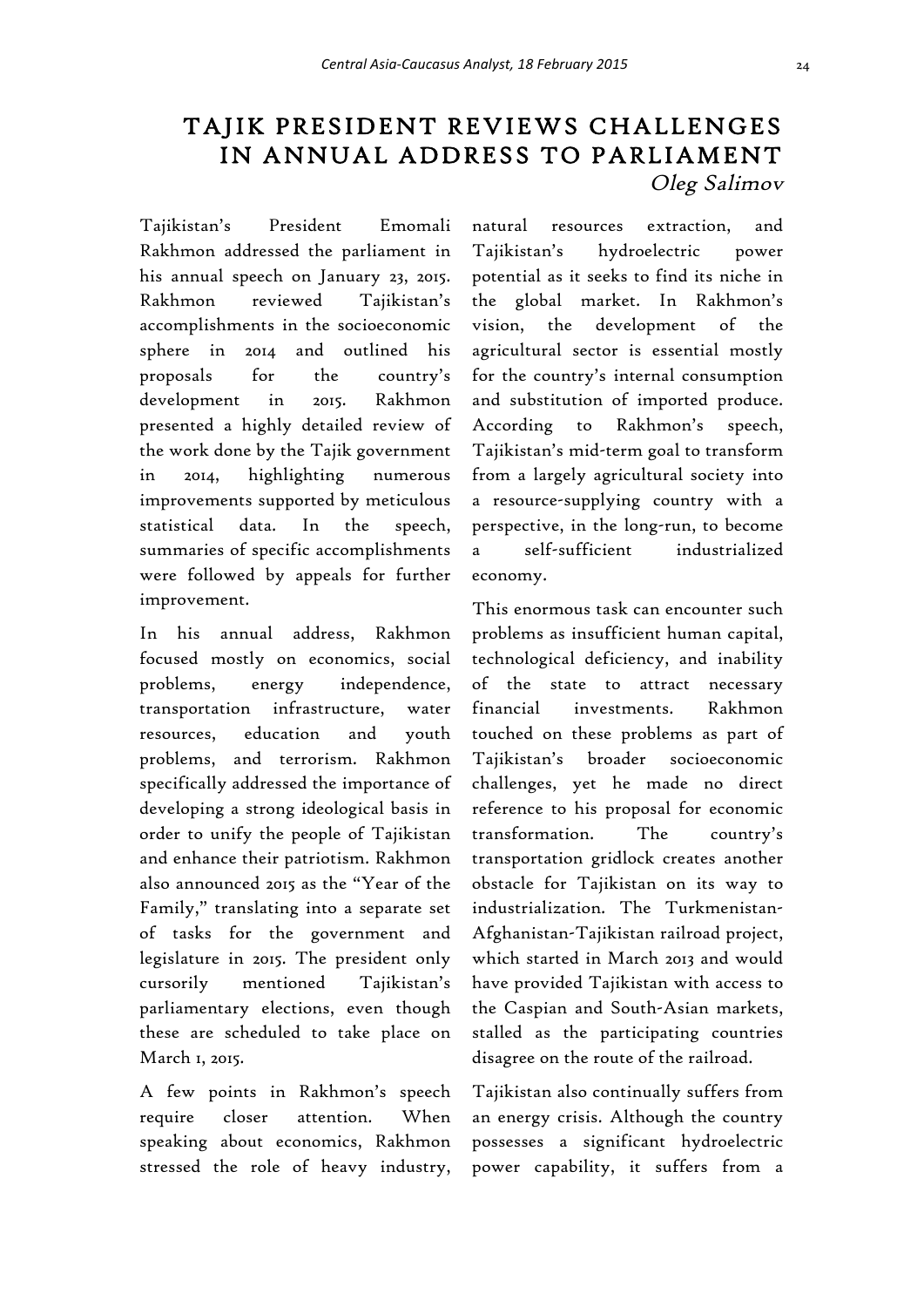# TAJIK PRESIDENT REVIEWS CHALLENGES IN ANNUAL ADDRESS TO PARLIAMENT

*Oleg Salimov*

Tajikistan's President Emomali Rakhmon addressed the parliament in his annual speech on January 23, 2015. Rakhmon reviewed Tajikistan's accomplishments in the socioeconomic sphere in 2014 and outlined his proposals for the country's development in 2015. Rakhmon presented a highly detailed review of the work done by the Tajik government in 2014, highlighting numerous improvements supported by meticulous statistical data. In the speech, summaries of specific accomplishments were followed by appeals for further improvement.

In his annual address, Rakhmon focused mostly on economics, social problems, energy independence, transportation infrastructure, water resources, education and youth problems, and terrorism. Rakhmon specifically addressed the importance of developing a strong ideological basis in order to unify the people of Tajikistan and enhance their patriotism. Rakhmon also announced 2015 as the "Year of the Family," translating into a separate set of tasks for the government and legislature in 2015. The president only cursorily mentioned Tajikistan's parliamentary elections, even though these are scheduled to take place on March 1, 2015.

A few points in Rakhmon's speech require closer attention. When speaking about economics, Rakhmon stressed the role of heavy industry, natural resources extraction, and Tajikistan's hydroelectric power potential as it seeks to find its niche in the global market. In Rakhmon's vision, the development of the agricultural sector is essential mostly for the country's internal consumption and substitution of imported produce. According to Rakhmon's speech, Tajikistan's mid-term goal to transform from a largely agricultural society into a resource-supplying country with a perspective, in the long-run, to become a self-sufficient industrialized economy.

This enormous task can encounter such problems as insufficient human capital, technological deficiency, and inability of the state to attract necessary financial investments. Rakhmon touched on these problems as part of Tajikistan's broader socioeconomic challenges, yet he made no direct reference to his proposal for economic transformation. The country's transportation gridlock creates another obstacle for Tajikistan on its way to industrialization. The Turkmenistan-Afghanistan-Tajikistan railroad project, which started in March 2013 and would have provided Tajikistan with access to the Caspian and South-Asian markets, stalled as the participating countries disagree on the route of the railroad.

Tajikistan also continually suffers from an energy crisis. Although the country possesses a significant hydroelectric power capability, it suffers from a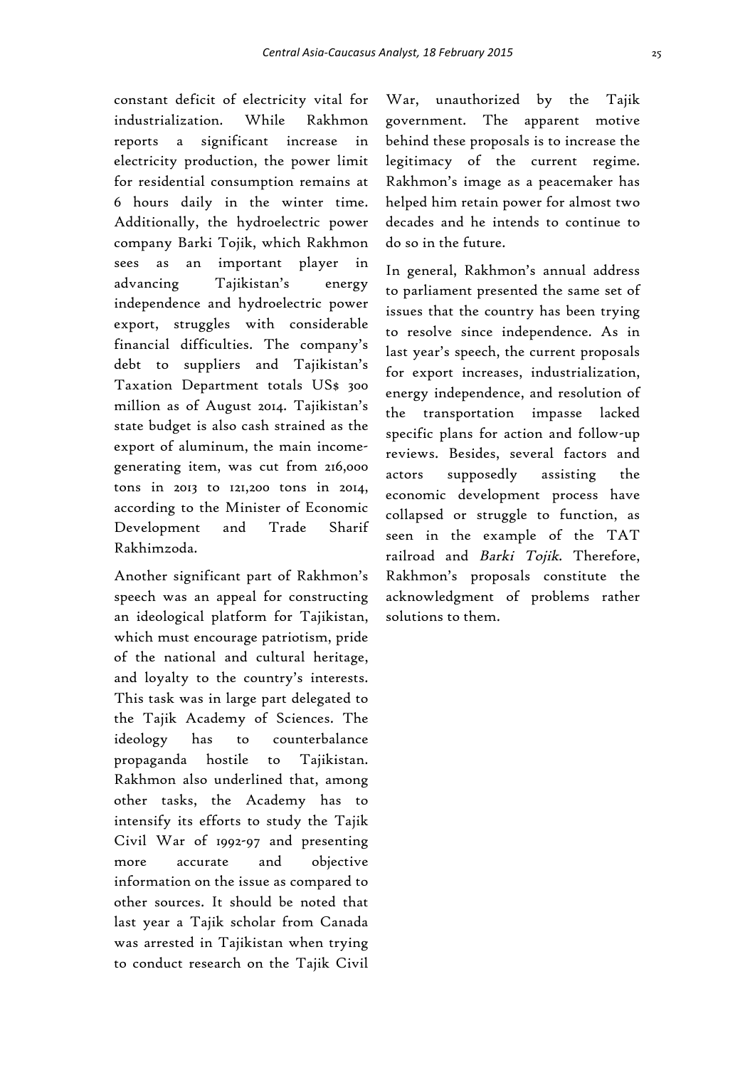constant deficit of electricity vital for industrialization. While Rakhmon reports a significant increase in electricity production, the power limit for residential consumption remains at 6 hours daily in the winter time. Additionally, the hydroelectric power company Barki Tojik, which Rakhmon sees as an important player in advancing Tajikistan's energy independence and hydroelectric power export, struggles with considerable financial difficulties. The company's debt to suppliers and Tajikistan's Taxation Department totals US$ 300 million as of August 2014. Tajikistan's state budget is also cash strained as the export of aluminum, the main income-generating item, was cut from 216,000 tons in 2013 to 121,200 tons in 2014, according to the Minister of Economic Development and Trade Sharif Rakhimzoda.

Another significant part of Rakhmon's speech was an appeal for constructing an ideological platform for Tajikistan, which must encourage patriotism, pride of the national and cultural heritage, and loyalty to the country's interests. This task was in large part delegated to the Tajik Academy of Sciences. The ideology has to counterbalance propaganda hostile to Tajikistan. Rakhmon also underlined that, among other tasks, the Academy has to intensify its efforts to study the Tajik Civil War of 1992-97 and presenting more accurate and objective information on the issue as compared to other sources. It should be noted that last year a Tajik scholar from Canada was arrested in Tajikistan when trying to conduct research on the Tajik Civil War, unauthorized by the Tajik government. The apparent motive behind these proposals is to increase the legitimacy of the current regime. Rakhmon's image as a peacemaker has helped him retain power for almost two decades and he intends to continue to do so in the future.

In general, Rakhmon's annual address to parliament presented the same set of issues that the country has been trying to resolve since independence. As in last year's speech, the current proposals for export increases, industrialization, energy independence, and resolution of the transportation impasse lacked specific plans for action and follow-up reviews. Besides, several factors and actors supposedly assisting the economic development process have collapsed or struggle to function, as seen in the example of the TAT railroad and *Barki Tojik*. Therefore, Rakhmon's proposals constitute the acknowledgment of problems rather solutions to them.